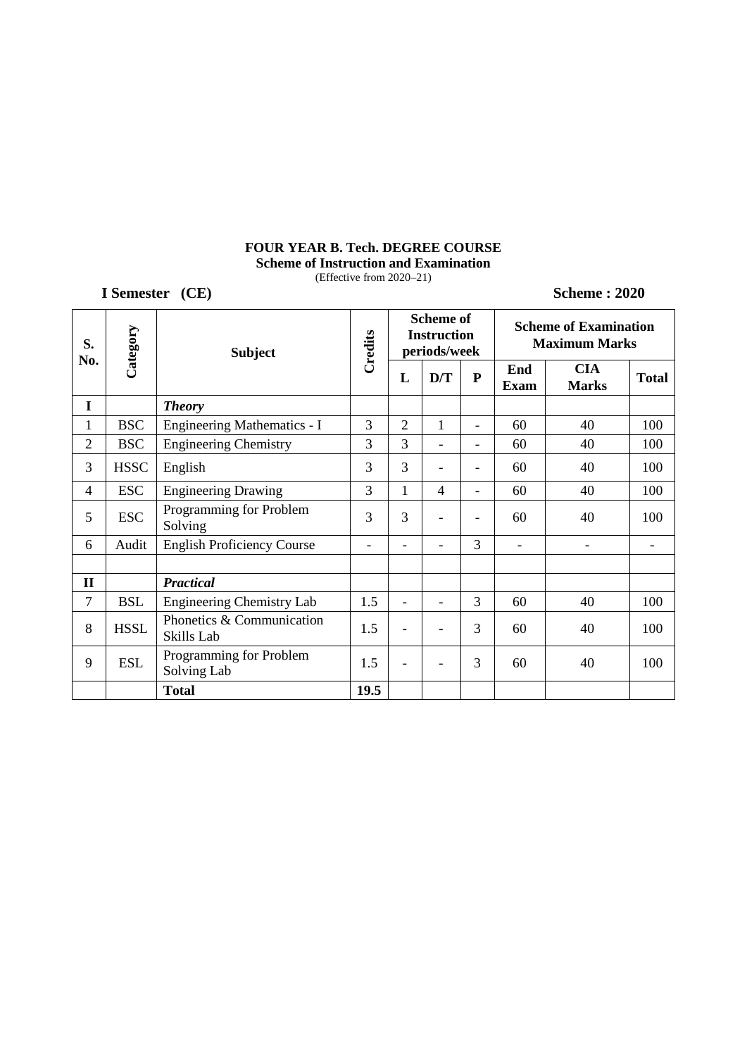**FOUR YEAR B. Tech. DEGREE COURSE**
**Scheme of Instruction and Examination**
(Effective from 2020–21)

**I Semester (CE)** **Scheme : 2020**

| S. No. | Category | Subject | Credits | Scheme of Instruction periods/week | | | Scheme of Examination Maximum Marks | | |
|---|---|---|---|---|---|---|---|---|---|
| | | | | L | D/T | P | End Exam | CIA Marks | Total |
| **I** | | ***Theory*** | | | | | | | |
| 1 | BSC | Engineering Mathematics - I | 3 | 2 | 1 | - | 60 | 40 | 100 |
| 2 | BSC | Engineering Chemistry | 3 | 3 | - | - | 60 | 40 | 100 |
| 3 | HSSC | English | 3 | 3 | - | - | 60 | 40 | 100 |
| 4 | ESC | Engineering Drawing | 3 | 1 | 4 | - | 60 | 40 | 100 |
| 5 | ESC | Programming for Problem Solving | 3 | 3 | - | - | 60 | 40 | 100 |
| 6 | Audit | English Proficiency Course | - | - | - | 3 | - | - | - |
| | | | | | | | | | |
| **II** | | ***Practical*** | | | | | | | |
| 7 | BSL | Engineering Chemistry Lab | 1.5 | - | - | 3 | 60 | 40 | 100 |
| 8 | HSSL | Phonetics & Communication Skills Lab | 1.5 | - | - | 3 | 60 | 40 | 100 |
| 9 | ESL | Programming for Problem Solving Lab | 1.5 | - | - | 3 | 60 | 40 | 100 |
| | | **Total** | **19.5** | | | | | | |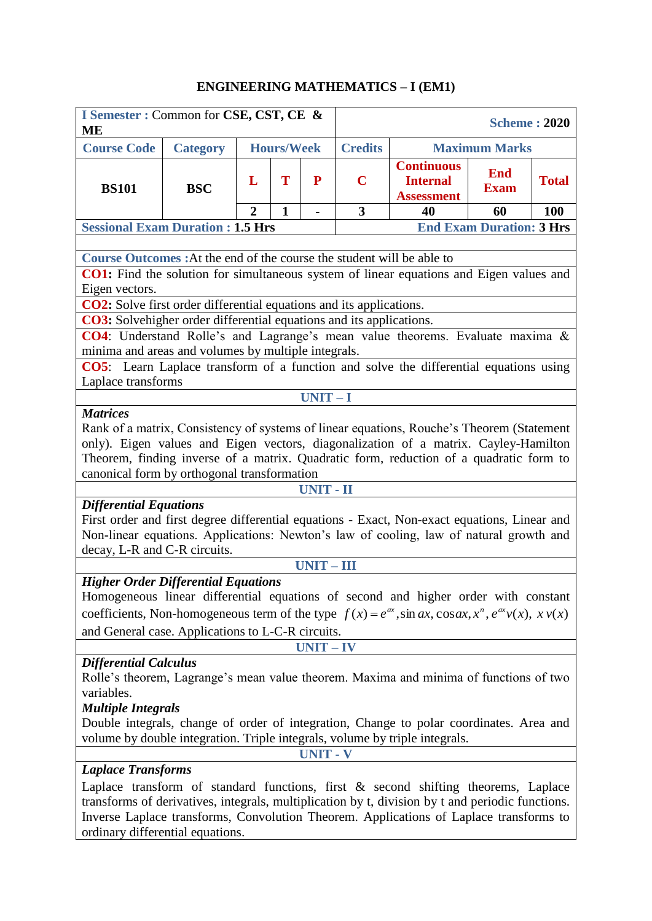# ENGINEERING MATHEMATICS – I (EM1)

| I Semester : Common for **CSE, CST, CE & ME** | | | | | | Scheme : **2020** | | |
|---|---|---|---|---|---|---|---|---|
| Course Code | Category | Hours/Week | | | Credits | Maximum Marks | | |
| **BS101** | **BSC** | **L** | **T** | **P** | **C** | **Continuous Internal Assessment** | **End Exam** | **Total** |
| | | 2 | 1 | - | 3 | 40 | 60 | 100 |
| Sessional Exam Duration : **1.5 Hrs** | | | | | | End Exam Duration: **3 Hrs** | | |

**Course Outcomes :** At the end of the course the student will be able to

**CO1:** Find the solution for simultaneous system of linear equations and Eigen values and Eigen vectors.

**CO2:** Solve first order differential equations and its applications.

**CO3:** Solvehigher order differential equations and its applications.

**CO4**: Understand Rolle's and Lagrange's mean value theorems. Evaluate maxima & minima and areas and volumes by multiple integrals.

**CO5**: Learn Laplace transform of a function and solve the differential equations using Laplace transforms

## UNIT – I

***Matrices***

Rank of a matrix, Consistency of systems of linear equations, Rouche's Theorem (Statement only). Eigen values and Eigen vectors, diagonalization of a matrix. Cayley-Hamilton Theorem, finding inverse of a matrix. Quadratic form, reduction of a quadratic form to canonical form by orthogonal transformation

## UNIT - II

***Differential Equations***

First order and first degree differential equations - Exact, Non-exact equations, Linear and Non-linear equations. Applications: Newton's law of cooling, law of natural growth and decay, L-R and C-R circuits.

## UNIT – III

***Higher Order Differential Equations***

Homogeneous linear differential equations of second and higher order with constant coefficients, Non-homogeneous term of the type $f(x) = e^{ax}, \sin ax, \cos ax, x^n, e^{ax}v(x), \ x\,v(x)$ and General case. Applications to L-C-R circuits.

## UNIT – IV

***Differential Calculus***

Rolle's theorem, Lagrange's mean value theorem. Maxima and minima of functions of two variables.

***Multiple Integrals***

Double integrals, change of order of integration, Change to polar coordinates. Area and volume by double integration. Triple integrals, volume by triple integrals.

## UNIT - V

***Laplace Transforms***

Laplace transform of standard functions, first & second shifting theorems, Laplace transforms of derivatives, integrals, multiplication by t, division by t and periodic functions. Inverse Laplace transforms, Convolution Theorem. Applications of Laplace transforms to ordinary differential equations.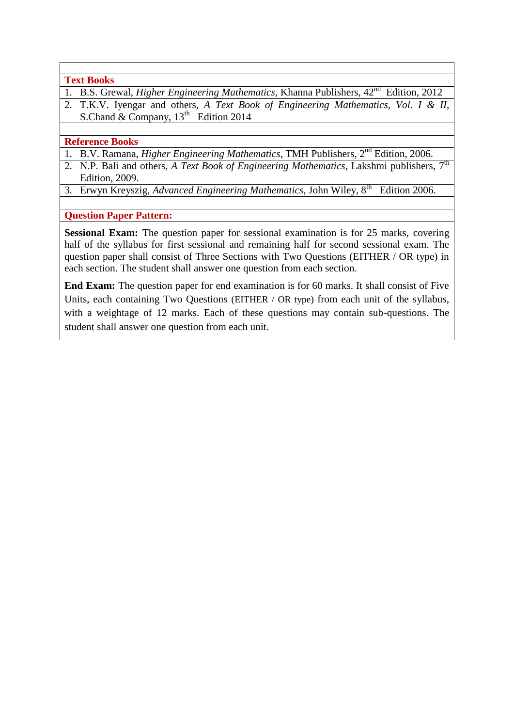## Text Books

1. B.S. Grewal, *Higher Engineering Mathematics*, Khanna Publishers, 42nd Edition, 2012
2. T.K.V. Iyengar and others, *A Text Book of Engineering Mathematics, Vol. I & II*, S.Chand & Company, 13th Edition 2014

## Reference Books

1. B.V. Ramana, *Higher Engineering Mathematics*, TMH Publishers, 2nd Edition, 2006.
2. N.P. Bali and others, *A Text Book of Engineering Mathematics*, Lakshmi publishers, 7th Edition, 2009.
3. Erwyn Kreyszig, *Advanced Engineering Mathematics*, John Wiley, 8th Edition 2006.

## Question Paper Pattern:

**Sessional Exam:** The question paper for sessional examination is for 25 marks, covering half of the syllabus for first sessional and remaining half for second sessional exam. The question paper shall consist of Three Sections with Two Questions (EITHER / OR type) in each section. The student shall answer one question from each section.

**End Exam:** The question paper for end examination is for 60 marks. It shall consist of Five Units, each containing Two Questions (EITHER / OR type) from each unit of the syllabus, with a weightage of 12 marks. Each of these questions may contain sub-questions. The student shall answer one question from each unit.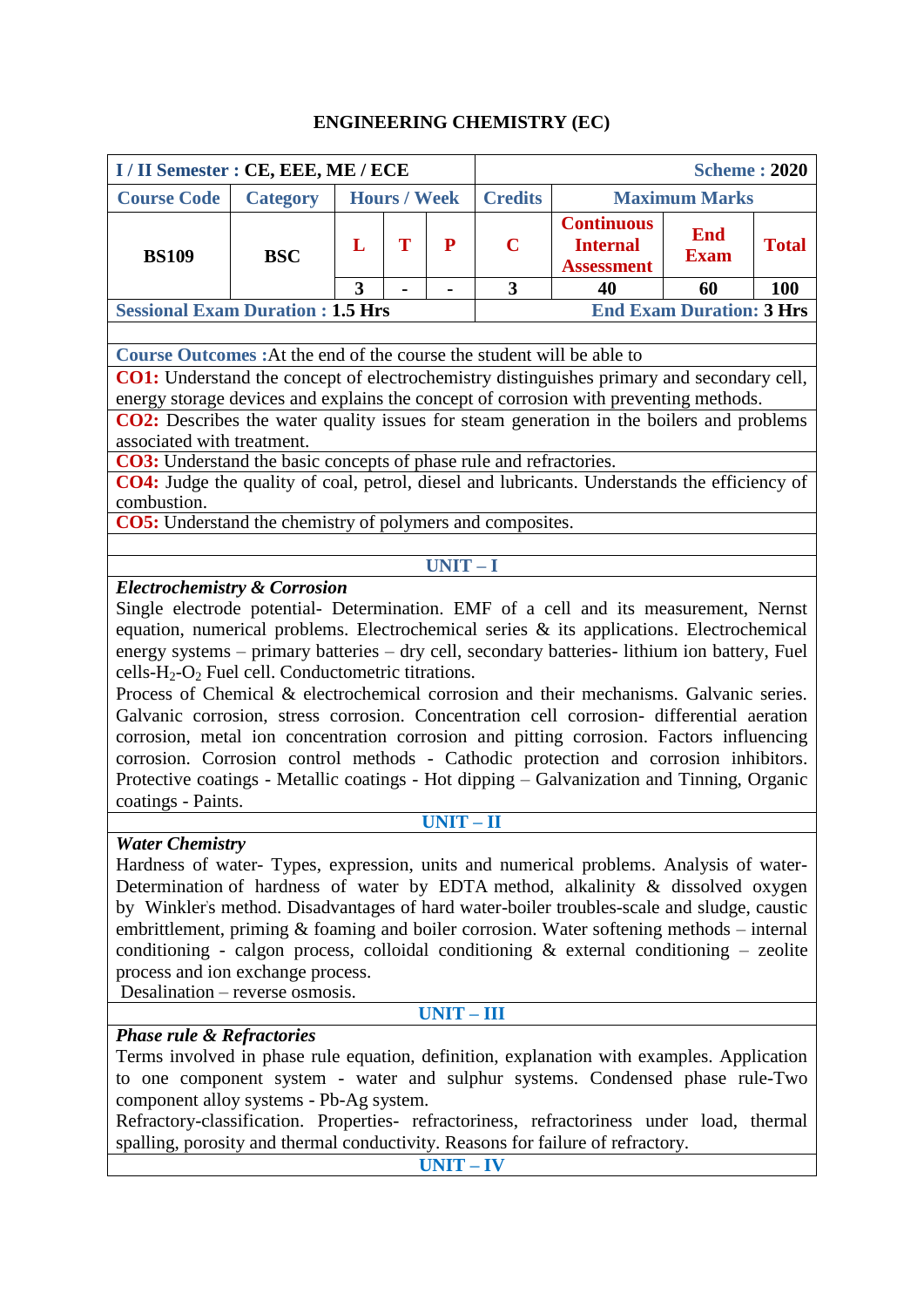# ENGINEERING CHEMISTRY (EC)

| I / II Semester : CE, EEE, ME / ECE | | | | | | Scheme : 2020 | | |
|---|---|---|---|---|---|---|---|---|
| Course Code | Category | Hours / Week | | | Credits | Maximum Marks | | |
| BS109 | BSC | L | T | P | C | Continuous Internal Assessment | End Exam | Total |
| | | 3 | - | - | 3 | 40 | 60 | 100 |
| Sessional Exam Duration : 1.5 Hrs | | | | | | End Exam Duration: 3 Hrs | | |

**Course Outcomes :** At the end of the course the student will be able to

**CO1:** Understand the concept of electrochemistry distinguishes primary and secondary cell, energy storage devices and explains the concept of corrosion with preventing methods.

**CO2:** Describes the water quality issues for steam generation in the boilers and problems associated with treatment.

**CO3:** Understand the basic concepts of phase rule and refractories.

**CO4:** Judge the quality of coal, petrol, diesel and lubricants. Understands the efficiency of combustion.

**CO5:** Understand the chemistry of polymers and composites.

## UNIT – I

***Electrochemistry & Corrosion***

Single electrode potential- Determination. EMF of a cell and its measurement, Nernst equation, numerical problems. Electrochemical series & its applications. Electrochemical energy systems – primary batteries – dry cell, secondary batteries- lithium ion battery, Fuel cells-$H_2$-$O_2$ Fuel cell. Conductometric titrations.

Process of Chemical & electrochemical corrosion and their mechanisms. Galvanic series. Galvanic corrosion, stress corrosion. Concentration cell corrosion- differential aeration corrosion, metal ion concentration corrosion and pitting corrosion. Factors influencing corrosion. Corrosion control methods - Cathodic protection and corrosion inhibitors. Protective coatings - Metallic coatings - Hot dipping – Galvanization and Tinning, Organic coatings - Paints.

## UNIT – II

***Water Chemistry***

Hardness of water- Types, expression, units and numerical problems. Analysis of water- Determination of hardness of water by EDTA method, alkalinity & dissolved oxygen by Winkler's method. Disadvantages of hard water-boiler troubles-scale and sludge, caustic embrittlement, priming & foaming and boiler corrosion. Water softening methods – internal conditioning - calgon process, colloidal conditioning & external conditioning – zeolite process and ion exchange process.

Desalination – reverse osmosis.

## UNIT – III

***Phase rule & Refractories***

Terms involved in phase rule equation, definition, explanation with examples. Application to one component system - water and sulphur systems. Condensed phase rule-Two component alloy systems - Pb-Ag system.

Refractory-classification. Properties- refractoriness, refractoriness under load, thermal spalling, porosity and thermal conductivity. Reasons for failure of refractory.

## UNIT – IV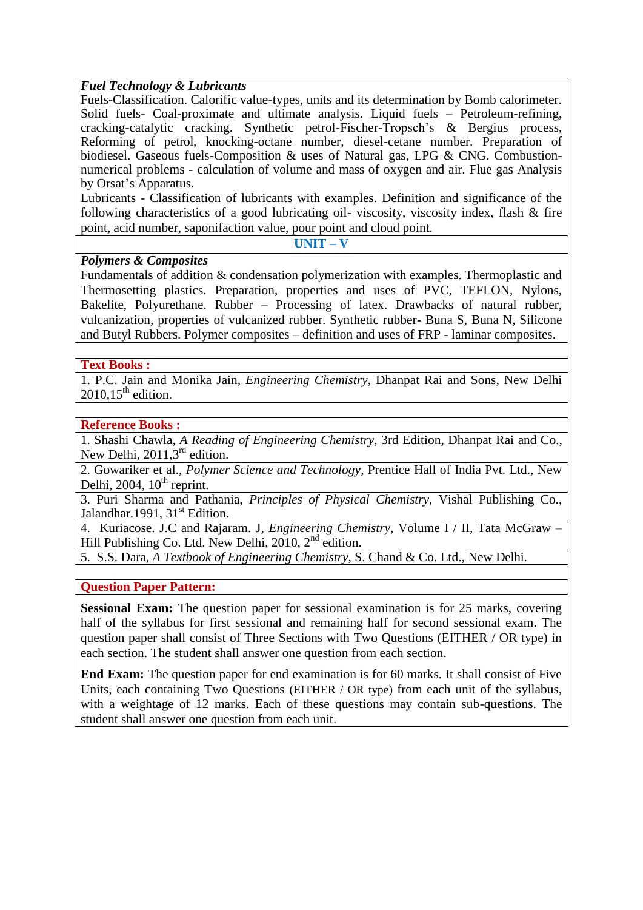***Fuel Technology & Lubricants***

Fuels-Classification. Calorific value-types, units and its determination by Bomb calorimeter. Solid fuels- Coal-proximate and ultimate analysis. Liquid fuels – Petroleum-refining, cracking-catalytic cracking. Synthetic petrol-Fischer-Tropsch's & Bergius process, Reforming of petrol, knocking-octane number, diesel-cetane number. Preparation of biodiesel. Gaseous fuels-Composition & uses of Natural gas, LPG & CNG. Combustion-numerical problems - calculation of volume and mass of oxygen and air. Flue gas Analysis by Orsat's Apparatus.

Lubricants - Classification of lubricants with examples. Definition and significance of the following characteristics of a good lubricating oil- viscosity, viscosity index, flash & fire point, acid number, saponifaction value, pour point and cloud point.

## UNIT – V

***Polymers & Composites***

Fundamentals of addition & condensation polymerization with examples. Thermoplastic and Thermosetting plastics. Preparation, properties and uses of PVC, TEFLON, Nylons, Bakelite, Polyurethane. Rubber – Processing of latex. Drawbacks of natural rubber, vulcanization, properties of vulcanized rubber. Synthetic rubber- Buna S, Buna N, Silicone and Butyl Rubbers. Polymer composites – definition and uses of FRP - laminar composites.

### Text Books :

1. P.C. Jain and Monika Jain, *Engineering Chemistry*, Dhanpat Rai and Sons, New Delhi 2010,15th edition.

### Reference Books :

1. Shashi Chawla, *A Reading of Engineering Chemistry*, 3rd Edition, Dhanpat Rai and Co., New Delhi, 2011,3rd edition.
2. Gowariker et al., *Polymer Science and Technology*, Prentice Hall of India Pvt. Ltd., New Delhi, 2004, 10th reprint.
3. Puri Sharma and Pathania, *Principles of Physical Chemistry*, Vishal Publishing Co., Jalandhar.1991, 31st Edition.
4. Kuriacose. J.C and Rajaram. J, *Engineering Chemistry*, Volume I / II, Tata McGraw – Hill Publishing Co. Ltd. New Delhi, 2010, 2nd edition.
5. S.S. Dara, *A Textbook of Engineering Chemistry*, S. Chand & Co. Ltd., New Delhi.

### Question Paper Pattern:

**Sessional Exam:** The question paper for sessional examination is for 25 marks, covering half of the syllabus for first sessional and remaining half for second sessional exam. The question paper shall consist of Three Sections with Two Questions (EITHER / OR type) in each section. The student shall answer one question from each section.

**End Exam:** The question paper for end examination is for 60 marks. It shall consist of Five Units, each containing Two Questions (EITHER / OR type) from each unit of the syllabus, with a weightage of 12 marks. Each of these questions may contain sub-questions. The student shall answer one question from each unit.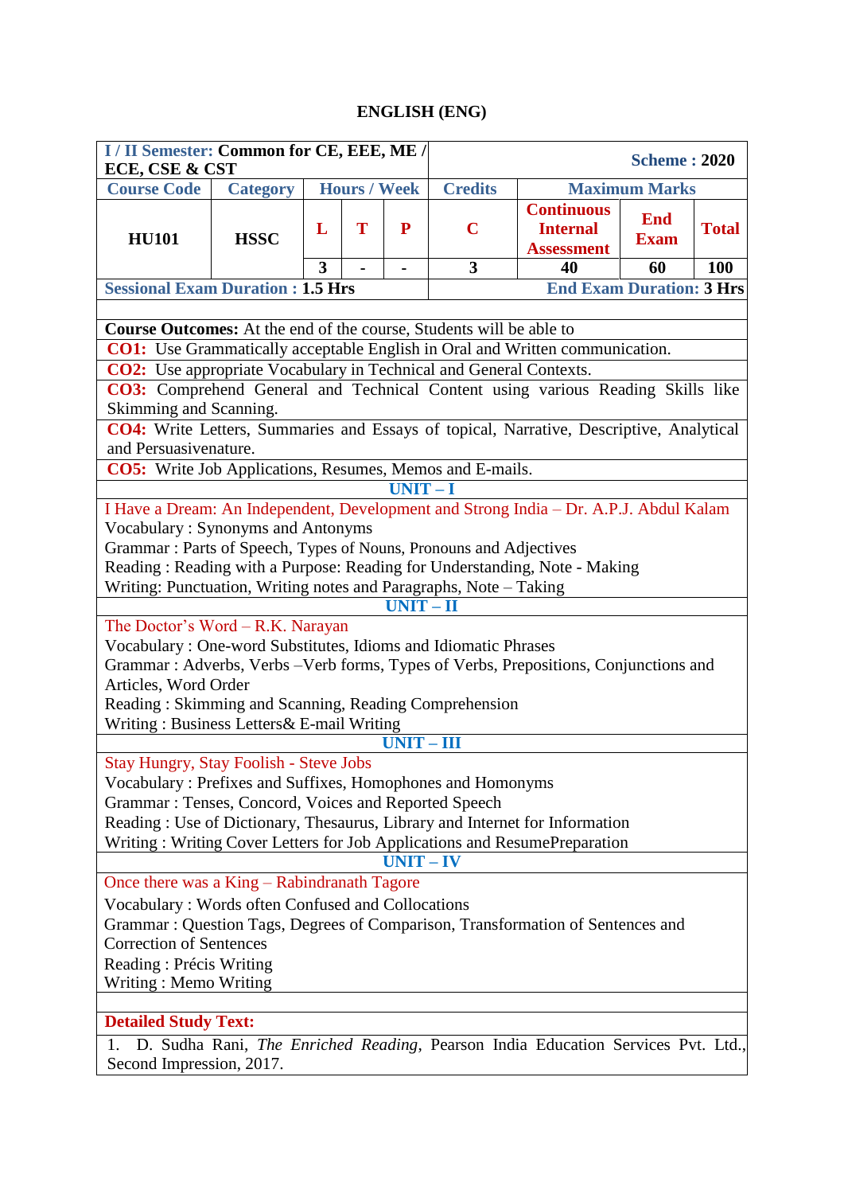# ENGLISH (ENG)

| I / II Semester: Common for CE, EEE, ME / ECE, CSE & CST | | | | | | Scheme : 2020 | | |
|---|---|---|---|---|---|---|---|---|
| Course Code | Category | Hours / Week | | | Credits | Maximum Marks | | |
| HU101 | HSSC | L | T | P | C | Continuous Internal Assessment | End Exam | Total |
| | | 3 | - | - | 3 | 40 | 60 | 100 |
| Sessional Exam Duration : 1.5 Hrs | | | | | | End Exam Duration: 3 Hrs | | |

**Course Outcomes:** At the end of the course, Students will be able to

**CO1:** Use Grammatically acceptable English in Oral and Written communication.

**CO2:** Use appropriate Vocabulary in Technical and General Contexts.

**CO3:** Comprehend General and Technical Content using various Reading Skills like Skimming and Scanning.

**CO4:** Write Letters, Summaries and Essays of topical, Narrative, Descriptive, Analytical and Persuasivenature.

**CO5:** Write Job Applications, Resumes, Memos and E-mails.

## UNIT – I

I Have a Dream: An Independent, Development and Strong India – Dr. A.P.J. Abdul Kalam

Vocabulary : Synonyms and Antonyms

Grammar : Parts of Speech, Types of Nouns, Pronouns and Adjectives

Reading : Reading with a Purpose: Reading for Understanding, Note - Making

Writing: Punctuation, Writing notes and Paragraphs, Note – Taking

## UNIT – II

The Doctor's Word – R.K. Narayan

Vocabulary : One-word Substitutes, Idioms and Idiomatic Phrases

Grammar : Adverbs, Verbs –Verb forms, Types of Verbs, Prepositions, Conjunctions and Articles, Word Order

Reading : Skimming and Scanning, Reading Comprehension

Writing : Business Letters& E-mail Writing

## UNIT – III

Stay Hungry, Stay Foolish - Steve Jobs

Vocabulary : Prefixes and Suffixes, Homophones and Homonyms

Grammar : Tenses, Concord, Voices and Reported Speech

Reading : Use of Dictionary, Thesaurus, Library and Internet for Information

Writing : Writing Cover Letters for Job Applications and ResumePreparation

## UNIT – IV

Once there was a King – Rabindranath Tagore

Vocabulary : Words often Confused and Collocations

Grammar : Question Tags, Degrees of Comparison, Transformation of Sentences and Correction of Sentences

Reading : Précis Writing

Writing : Memo Writing

**Detailed Study Text:**

1. D. Sudha Rani, *The Enriched Reading*, Pearson India Education Services Pvt. Ltd., Second Impression, 2017.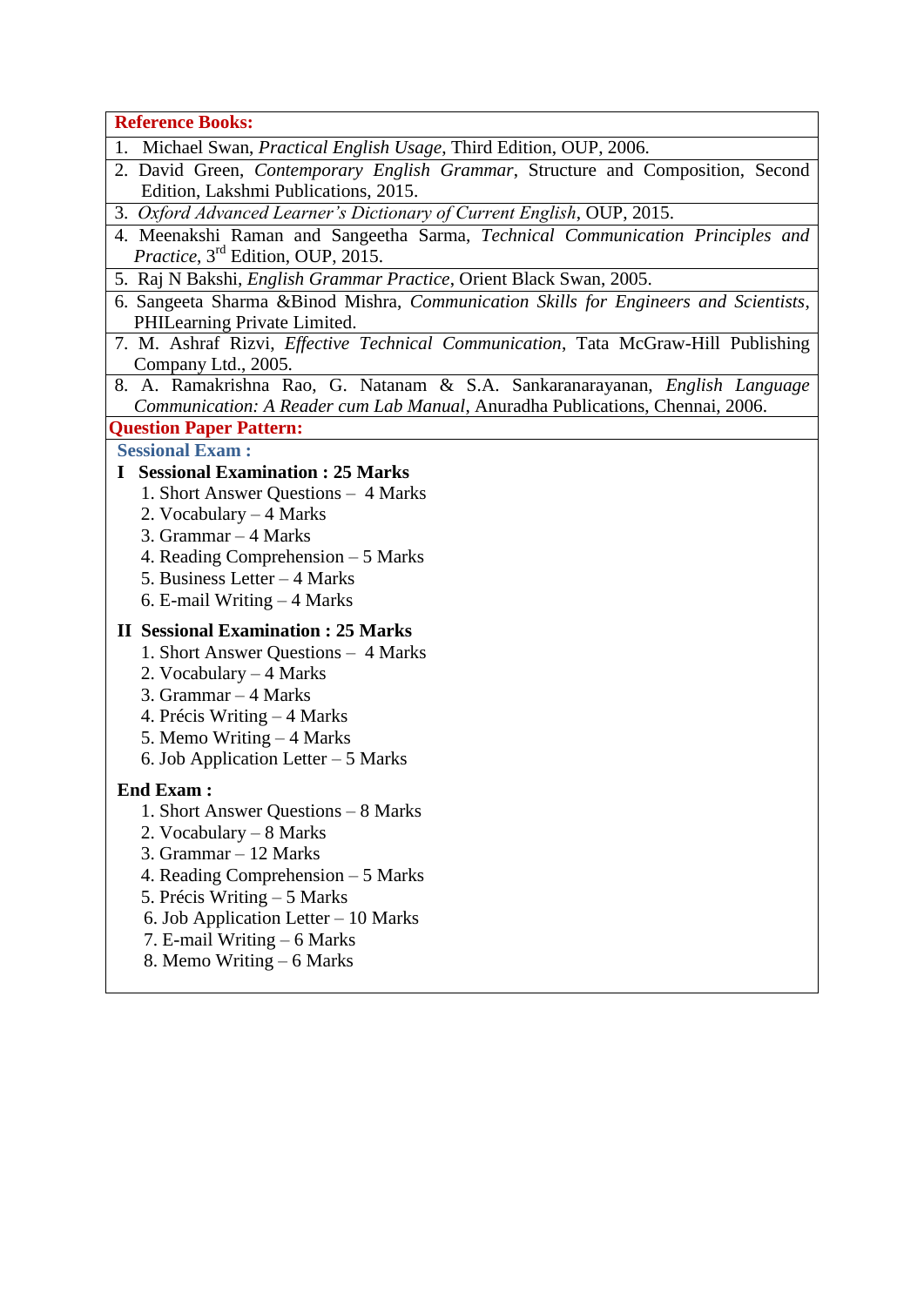**Reference Books:**

1. Michael Swan, *Practical English Usage*, Third Edition, OUP, 2006.
2. David Green, *Contemporary English Grammar*, Structure and Composition, Second Edition, Lakshmi Publications, 2015.
3. *Oxford Advanced Learner's Dictionary of Current English*, OUP, 2015.
4. Meenakshi Raman and Sangeetha Sarma, *Technical Communication Principles and Practice*, 3rd Edition, OUP, 2015.
5. Raj N Bakshi, *English Grammar Practice*, Orient Black Swan, 2005.
6. Sangeeta Sharma &Binod Mishra, *Communication Skills for Engineers and Scientists*, PHILearning Private Limited.
7. M. Ashraf Rizvi, *Effective Technical Communication*, Tata McGraw-Hill Publishing Company Ltd., 2005.
8. A. Ramakrishna Rao, G. Natanam & S.A. Sankaranarayanan, *English Language Communication: A Reader cum Lab Manual*, Anuradha Publications, Chennai, 2006.

**Question Paper Pattern:**

**Sessional Exam :**

**I Sessional Examination : 25 Marks**

1. Short Answer Questions – 4 Marks
2. Vocabulary – 4 Marks
3. Grammar – 4 Marks
4. Reading Comprehension – 5 Marks
5. Business Letter – 4 Marks
6. E-mail Writing – 4 Marks

**II Sessional Examination : 25 Marks**

1. Short Answer Questions – 4 Marks
2. Vocabulary – 4 Marks
3. Grammar – 4 Marks
4. Précis Writing – 4 Marks
5. Memo Writing – 4 Marks
6. Job Application Letter – 5 Marks

**End Exam :**

1. Short Answer Questions – 8 Marks
2. Vocabulary – 8 Marks
3. Grammar – 12 Marks
4. Reading Comprehension – 5 Marks
5. Précis Writing – 5 Marks
6. Job Application Letter – 10 Marks
7. E-mail Writing – 6 Marks
8. Memo Writing – 6 Marks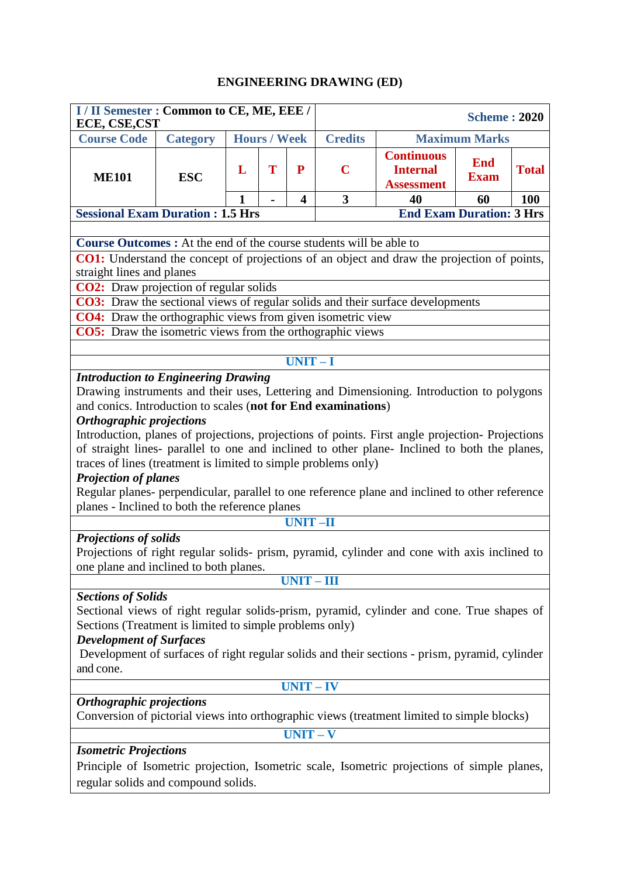# ENGINEERING DRAWING (ED)

| I / II Semester : Common to CE, ME, EEE / ECE, CSE,CST | | | | | | Scheme : 2020 | | |
|---|---|---|---|---|---|---|---|---|
| Course Code | Category | Hours / Week | | | Credits | Maximum Marks | | |
| ME101 | ESC | L | T | P | C | Continuous Internal Assessment | End Exam | Total |
| | | 1 | - | 4 | 3 | 40 | 60 | 100 |
| Sessional Exam Duration : 1.5 Hrs | | | | | | End Exam Duration: 3 Hrs | | |

**Course Outcomes :** At the end of the course students will be able to

**CO1:** Understand the concept of projections of an object and draw the projection of points, straight lines and planes

**CO2:** Draw projection of regular solids

**CO3:** Draw the sectional views of regular solids and their surface developments

**CO4:** Draw the orthographic views from given isometric view

**CO5:** Draw the isometric views from the orthographic views

## UNIT – I

***Introduction to Engineering Drawing***

Drawing instruments and their uses, Lettering and Dimensioning. Introduction to polygons and conics. Introduction to scales (**not for End examinations**)

***Orthographic projections***

Introduction, planes of projections, projections of points. First angle projection- Projections of straight lines- parallel to one and inclined to other plane- Inclined to both the planes, traces of lines (treatment is limited to simple problems only)

***Projection of planes***

Regular planes- perpendicular, parallel to one reference plane and inclined to other reference planes - Inclined to both the reference planes

## UNIT –II

***Projections of solids***

Projections of right regular solids- prism, pyramid, cylinder and cone with axis inclined to one plane and inclined to both planes.

## UNIT – III

***Sections of Solids***

Sectional views of right regular solids-prism, pyramid, cylinder and cone. True shapes of Sections (Treatment is limited to simple problems only)

***Development of Surfaces***

Development of surfaces of right regular solids and their sections - prism, pyramid, cylinder and cone.

## UNIT – IV

***Orthographic projections***

Conversion of pictorial views into orthographic views (treatment limited to simple blocks)

## UNIT – V

***Isometric Projections***

Principle of Isometric projection, Isometric scale, Isometric projections of simple planes, regular solids and compound solids.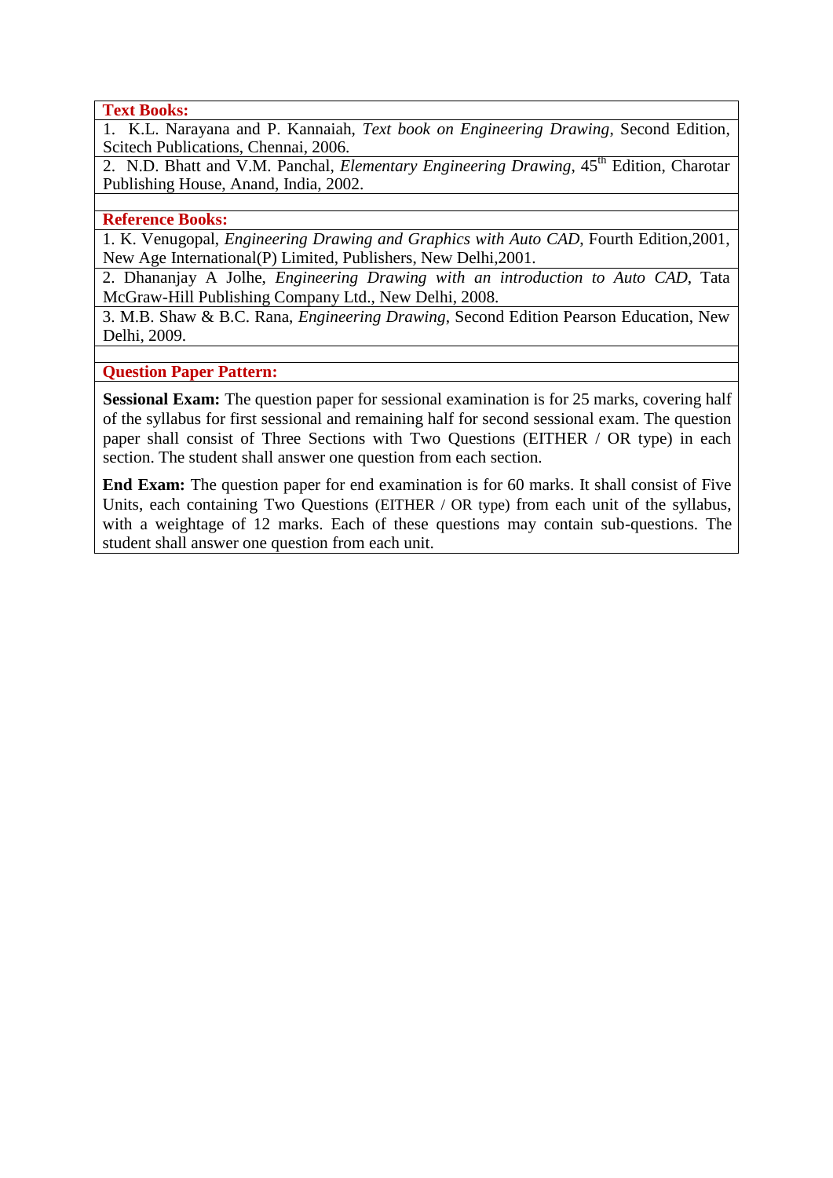**Text Books:**

1. K.L. Narayana and P. Kannaiah, *Text book on Engineering Drawing*, Second Edition, Scitech Publications, Chennai, 2006.
2. N.D. Bhatt and V.M. Panchal, *Elementary Engineering Drawing*, 45th Edition, Charotar Publishing House, Anand, India, 2002.

**Reference Books:**

1. K. Venugopal, *Engineering Drawing and Graphics with Auto CAD*, Fourth Edition,2001, New Age International(P) Limited, Publishers, New Delhi,2001.
2. Dhananjay A Jolhe, *Engineering Drawing with an introduction to Auto CAD*, Tata McGraw-Hill Publishing Company Ltd., New Delhi, 2008.
3. M.B. Shaw & B.C. Rana, *Engineering Drawing*, Second Edition Pearson Education, New Delhi, 2009.

**Question Paper Pattern:**

**Sessional Exam:** The question paper for sessional examination is for 25 marks, covering half of the syllabus for first sessional and remaining half for second sessional exam. The question paper shall consist of Three Sections with Two Questions (EITHER / OR type) in each section. The student shall answer one question from each section.

**End Exam:** The question paper for end examination is for 60 marks. It shall consist of Five Units, each containing Two Questions (EITHER / OR type) from each unit of the syllabus, with a weightage of 12 marks. Each of these questions may contain sub-questions. The student shall answer one question from each unit.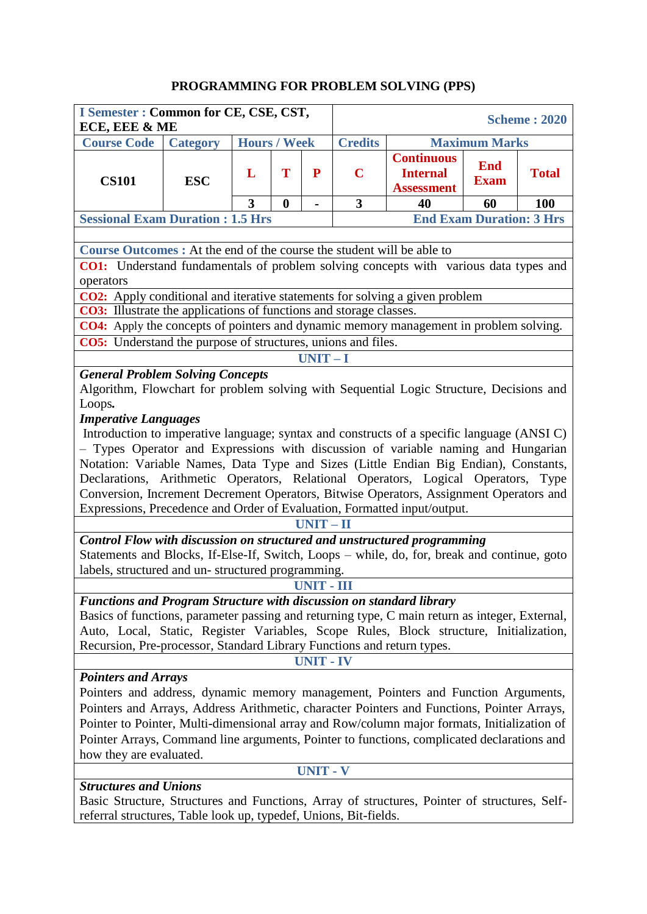# PROGRAMMING FOR PROBLEM SOLVING (PPS)

| **I Semester : Common for CE, CSE, CST, ECE, EEE & ME** | | | | | | **Scheme : 2020** | | |
|---|---|---|---|---|---|---|---|---|
| **Course Code** | **Category** | **Hours / Week** | | | **Credits** | **Maximum Marks** | | |
| **CS101** | **ESC** | **L** | **T** | **P** | **C** | **Continuous Internal Assessment** | **End Exam** | **Total** |
| | | **3** | **0** | **-** | **3** | **40** | **60** | **100** |
| **Sessional Exam Duration : 1.5 Hrs** | | | | | | **End Exam Duration: 3 Hrs** | | |

**Course Outcomes :** At the end of the course the student will be able to

**CO1:** Understand fundamentals of problem solving concepts with various data types and operators

**CO2:** Apply conditional and iterative statements for solving a given problem

**CO3:** Illustrate the applications of functions and storage classes.

**CO4:** Apply the concepts of pointers and dynamic memory management in problem solving.

**CO5:** Understand the purpose of structures, unions and files.

## UNIT – I

***General Problem Solving Concepts***

Algorithm, Flowchart for problem solving with Sequential Logic Structure, Decisions and Loops.

***Imperative Languages***

Introduction to imperative language; syntax and constructs of a specific language (ANSI C) – Types Operator and Expressions with discussion of variable naming and Hungarian Notation: Variable Names, Data Type and Sizes (Little Endian Big Endian), Constants, Declarations, Arithmetic Operators, Relational Operators, Logical Operators, Type Conversion, Increment Decrement Operators, Bitwise Operators, Assignment Operators and Expressions, Precedence and Order of Evaluation, Formatted input/output.

## UNIT – II

***Control Flow with discussion on structured and unstructured programming***

Statements and Blocks, If-Else-If, Switch, Loops – while, do, for, break and continue, goto labels, structured and un- structured programming.

## UNIT - III

***Functions and Program Structure with discussion on standard library***

Basics of functions, parameter passing and returning type, C main return as integer, External, Auto, Local, Static, Register Variables, Scope Rules, Block structure, Initialization, Recursion, Pre-processor, Standard Library Functions and return types.

## UNIT - IV

***Pointers and Arrays***

Pointers and address, dynamic memory management, Pointers and Function Arguments, Pointers and Arrays, Address Arithmetic, character Pointers and Functions, Pointer Arrays, Pointer to Pointer, Multi-dimensional array and Row/column major formats, Initialization of Pointer Arrays, Command line arguments, Pointer to functions, complicated declarations and how they are evaluated.

## UNIT - V

***Structures and Unions***

Basic Structure, Structures and Functions, Array of structures, Pointer of structures, Self-referral structures, Table look up, typedef, Unions, Bit-fields.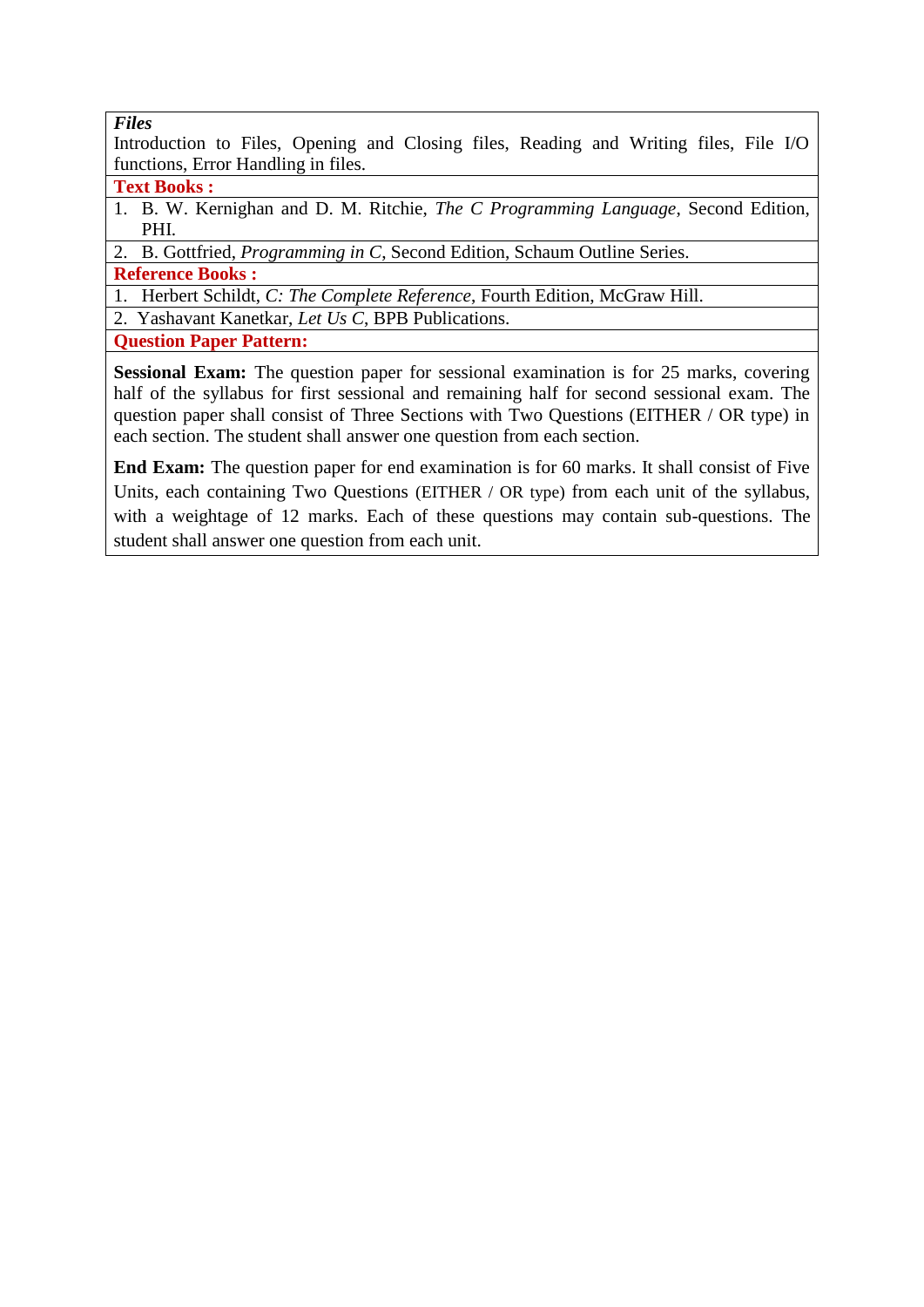***Files***

Introduction to Files, Opening and Closing files, Reading and Writing files, File I/O functions, Error Handling in files.

**Text Books :**

1. B. W. Kernighan and D. M. Ritchie, *The C Programming Language*, Second Edition, PHI.
2. B. Gottfried, *Programming in C*, Second Edition, Schaum Outline Series.

**Reference Books :**

1. Herbert Schildt, *C: The Complete Reference*, Fourth Edition, McGraw Hill.
2. Yashavant Kanetkar, *Let Us C*, BPB Publications.

**Question Paper Pattern:**

**Sessional Exam:** The question paper for sessional examination is for 25 marks, covering half of the syllabus for first sessional and remaining half for second sessional exam. The question paper shall consist of Three Sections with Two Questions (EITHER / OR type) in each section. The student shall answer one question from each section.

**End Exam:** The question paper for end examination is for 60 marks. It shall consist of Five Units, each containing Two Questions (EITHER / OR type) from each unit of the syllabus, with a weightage of 12 marks. Each of these questions may contain sub-questions. The student shall answer one question from each unit.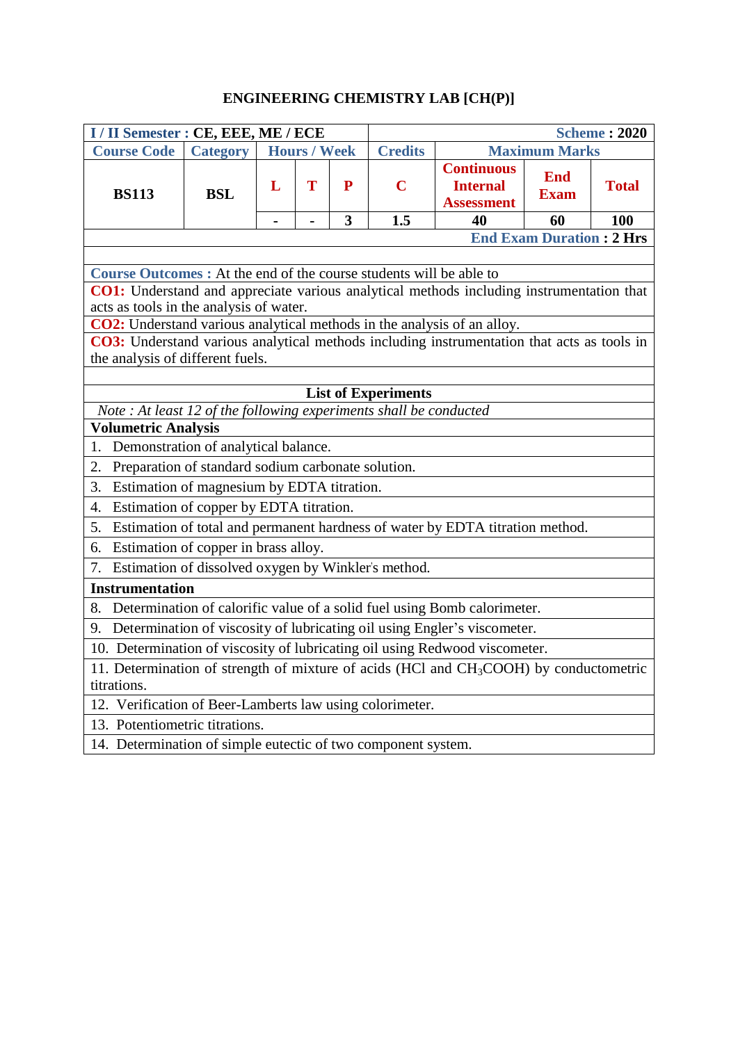# ENGINEERING CHEMISTRY LAB [CH(P)]

| I / II Semester : CE, EEE, ME / ECE | | | | | | Scheme : 2020 | | |
|---|---|---|---|---|---|---|---|---|
| Course Code | Category | Hours / Week | | | Credits | Maximum Marks | | |
| BS113 | BSL | L | T | P | C | Continuous Internal Assessment | End Exam | Total |
| | | - | - | 3 | 1.5 | 40 | 60 | 100 |
| | | | | | | | End Exam Duration : 2 Hrs | |

**Course Outcomes :** At the end of the course students will be able to

**CO1:** Understand and appreciate various analytical methods including instrumentation that acts as tools in the analysis of water.

**CO2:** Understand various analytical methods in the analysis of an alloy.

**CO3:** Understand various analytical methods including instrumentation that acts as tools in the analysis of different fuels.

## List of Experiments

*Note : At least 12 of the following experiments shall be conducted*

**Volumetric Analysis**

1. Demonstration of analytical balance.
2. Preparation of standard sodium carbonate solution.
3. Estimation of magnesium by EDTA titration.
4. Estimation of copper by EDTA titration.
5. Estimation of total and permanent hardness of water by EDTA titration method.
6. Estimation of copper in brass alloy.
7. Estimation of dissolved oxygen by Winkler's method.

**Instrumentation**

8. Determination of calorific value of a solid fuel using Bomb calorimeter.
9. Determination of viscosity of lubricating oil using Engler's viscometer.
10. Determination of viscosity of lubricating oil using Redwood viscometer.
11. Determination of strength of mixture of acids (HCl and $CH_3COOH$) by conductometric titrations.
12. Verification of Beer-Lamberts law using colorimeter.
13. Potentiometric titrations.
14. Determination of simple eutectic of two component system.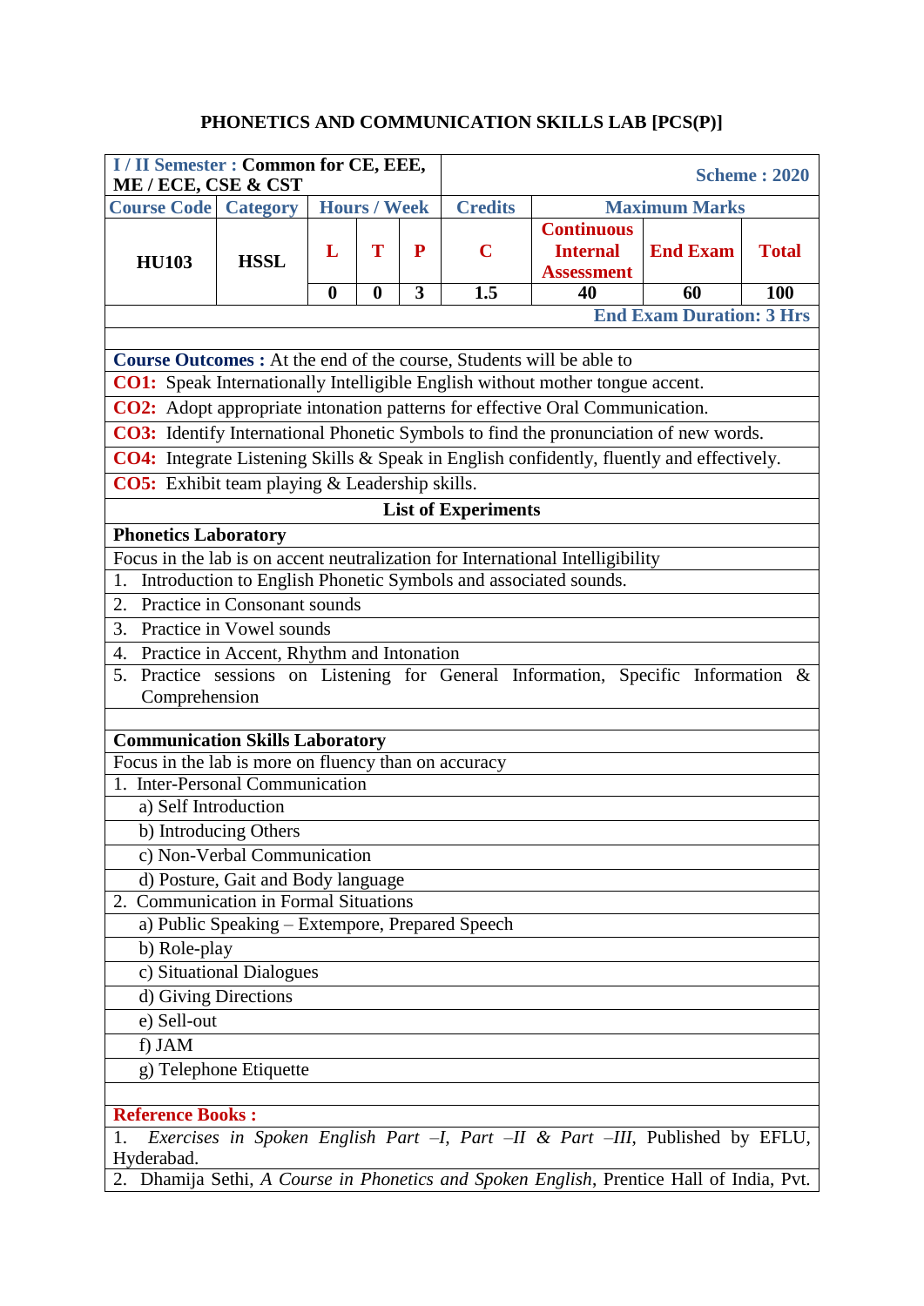# PHONETICS AND COMMUNICATION SKILLS LAB [PCS(P)]

| I / II Semester : Common for CE, EEE, ME / ECE, CSE & CST | | | | | | Scheme : 2020 | | |
|---|---|---|---|---|---|---|---|---|
| Course Code | Category | Hours / Week | | | Credits | Maximum Marks | | |
| HU103 | HSSL | L | T | P | C | Continuous Internal Assessment | End Exam | Total |
| | | 0 | 0 | 3 | 1.5 | 40 | 60 | 100 |
| | | | | | | End Exam Duration: 3 Hrs | | |

**Course Outcomes :** At the end of the course, Students will be able to

**CO1:** Speak Internationally Intelligible English without mother tongue accent.

**CO2:** Adopt appropriate intonation patterns for effective Oral Communication.

**CO3:** Identify International Phonetic Symbols to find the pronunciation of new words.

**CO4:** Integrate Listening Skills & Speak in English confidently, fluently and effectively.

**CO5:** Exhibit team playing & Leadership skills.

## List of Experiments

### Phonetics Laboratory

Focus in the lab is on accent neutralization for International Intelligibility

1. Introduction to English Phonetic Symbols and associated sounds.
2. Practice in Consonant sounds
3. Practice in Vowel sounds
4. Practice in Accent, Rhythm and Intonation
5. Practice sessions on Listening for General Information, Specific Information & Comprehension

### Communication Skills Laboratory

Focus in the lab is more on fluency than on accuracy

1. Inter-Personal Communication
   - a) Self Introduction
   - b) Introducing Others
   - c) Non-Verbal Communication
   - d) Posture, Gait and Body language
2. Communication in Formal Situations
   - a) Public Speaking – Extempore, Prepared Speech
   - b) Role-play
   - c) Situational Dialogues
   - d) Giving Directions
   - e) Sell-out
   - f) JAM
   - g) Telephone Etiquette

**Reference Books :**

1. *Exercises in Spoken English Part –I, Part –II & Part –III*, Published by EFLU, Hyderabad.
2. Dhamija Sethi, *A Course in Phonetics and Spoken English*, Prentice Hall of India, Pvt.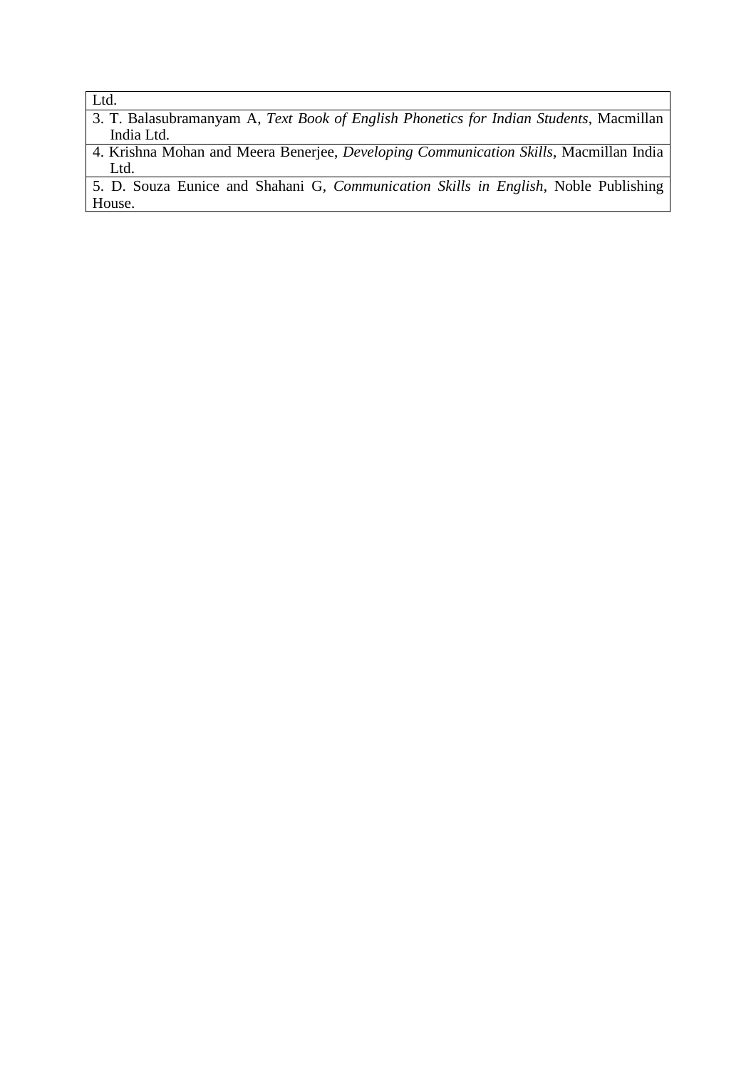| Ltd. |
|---|
| 3. T. Balasubramanyam A, *Text Book of English Phonetics for Indian Students*, Macmillan India Ltd. |
| 4. Krishna Mohan and Meera Benerjee, *Developing Communication Skills*, Macmillan India Ltd. |
| 5. D. Souza Eunice and Shahani G, *Communication Skills in English*, Noble Publishing House. |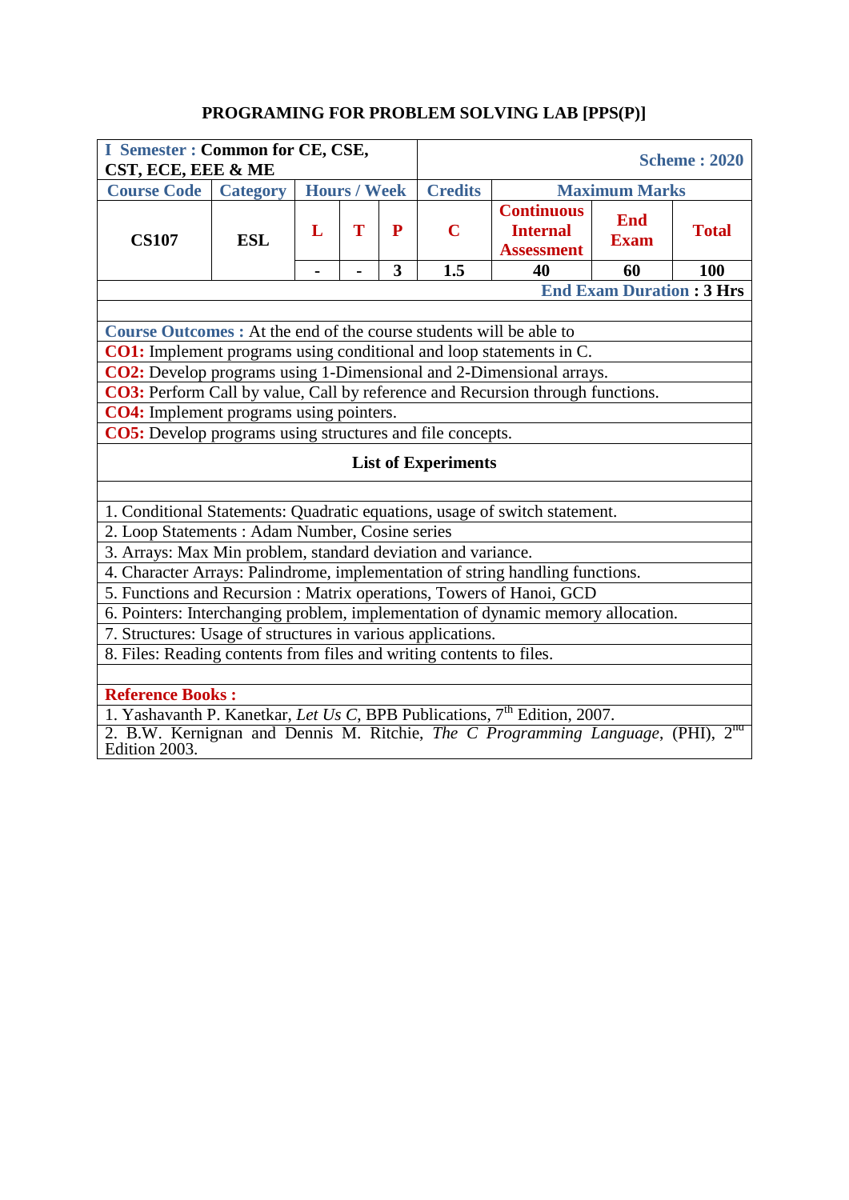# PROGRAMING FOR PROBLEM SOLVING LAB [PPS(P)]

| **I Semester : Common for CE, CSE, CST, ECE, EEE & ME** | | | | | | **Scheme : 2020** | | |
|---|---|---|---|---|---|---|---|---|
| **Course Code** | **Category** | **Hours / Week** | | | **Credits** | **Maximum Marks** | | |
| **CS107** | **ESL** | **L** | **T** | **P** | **C** | **Continuous Internal Assessment** | **End Exam** | **Total** |
| | | - | - | 3 | 1.5 | 40 | 60 | 100 |
| | | | | | | | **End Exam Duration : 3 Hrs** | |

**Course Outcomes :** At the end of the course students will be able to

**CO1:** Implement programs using conditional and loop statements in C.

**CO2:** Develop programs using 1-Dimensional and 2-Dimensional arrays.

**CO3:** Perform Call by value, Call by reference and Recursion through functions.

**CO4:** Implement programs using pointers.

**CO5:** Develop programs using structures and file concepts.

## List of Experiments

1. Conditional Statements: Quadratic equations, usage of switch statement.
2. Loop Statements : Adam Number, Cosine series
3. Arrays: Max Min problem, standard deviation and variance.
4. Character Arrays: Palindrome, implementation of string handling functions.
5. Functions and Recursion : Matrix operations, Towers of Hanoi, GCD
6. Pointers: Interchanging problem, implementation of dynamic memory allocation.
7. Structures: Usage of structures in various applications.
8. Files: Reading contents from files and writing contents to files.

**Reference Books :**

1. Yashavanth P. Kanetkar, *Let Us C*, BPB Publications, 7th Edition, 2007.
2. B.W. Kernignan and Dennis M. Ritchie, *The C Programming Language*, (PHI), 2nd Edition 2003.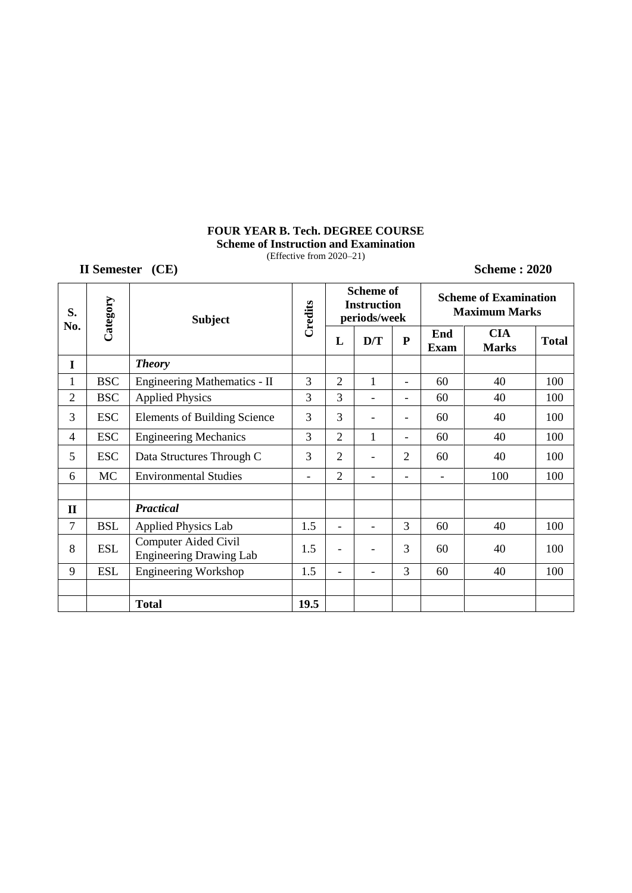**FOUR YEAR B. Tech. DEGREE COURSE**
**Scheme of Instruction and Examination**
(Effective from 2020–21)

**II Semester (CE)** **Scheme : 2020**

| S. No. | Category | Subject | Credits | Scheme of Instruction periods/week | | | Scheme of Examination Maximum Marks | | |
|---|---|---|---|---|---|---|---|---|---|
| | | | | L | D/T | P | End Exam | CIA Marks | Total |
| I | | ***Theory*** | | | | | | | |
| 1 | BSC | Engineering Mathematics - II | 3 | 2 | 1 | - | 60 | 40 | 100 |
| 2 | BSC | Applied Physics | 3 | 3 | - | - | 60 | 40 | 100 |
| 3 | ESC | Elements of Building Science | 3 | 3 | - | - | 60 | 40 | 100 |
| 4 | ESC | Engineering Mechanics | 3 | 2 | 1 | - | 60 | 40 | 100 |
| 5 | ESC | Data Structures Through C | 3 | 2 | - | 2 | 60 | 40 | 100 |
| 6 | MC | Environmental Studies | - | 2 | - | - | - | 100 | 100 |
| | | | | | | | | | |
| II | | ***Practical*** | | | | | | | |
| 7 | BSL | Applied Physics Lab | 1.5 | - | - | 3 | 60 | 40 | 100 |
| 8 | ESL | Computer Aided Civil Engineering Drawing Lab | 1.5 | - | - | 3 | 60 | 40 | 100 |
| 9 | ESL | Engineering Workshop | 1.5 | - | - | 3 | 60 | 40 | 100 |
| | | | | | | | | | |
| | | **Total** | **19.5** | | | | | | |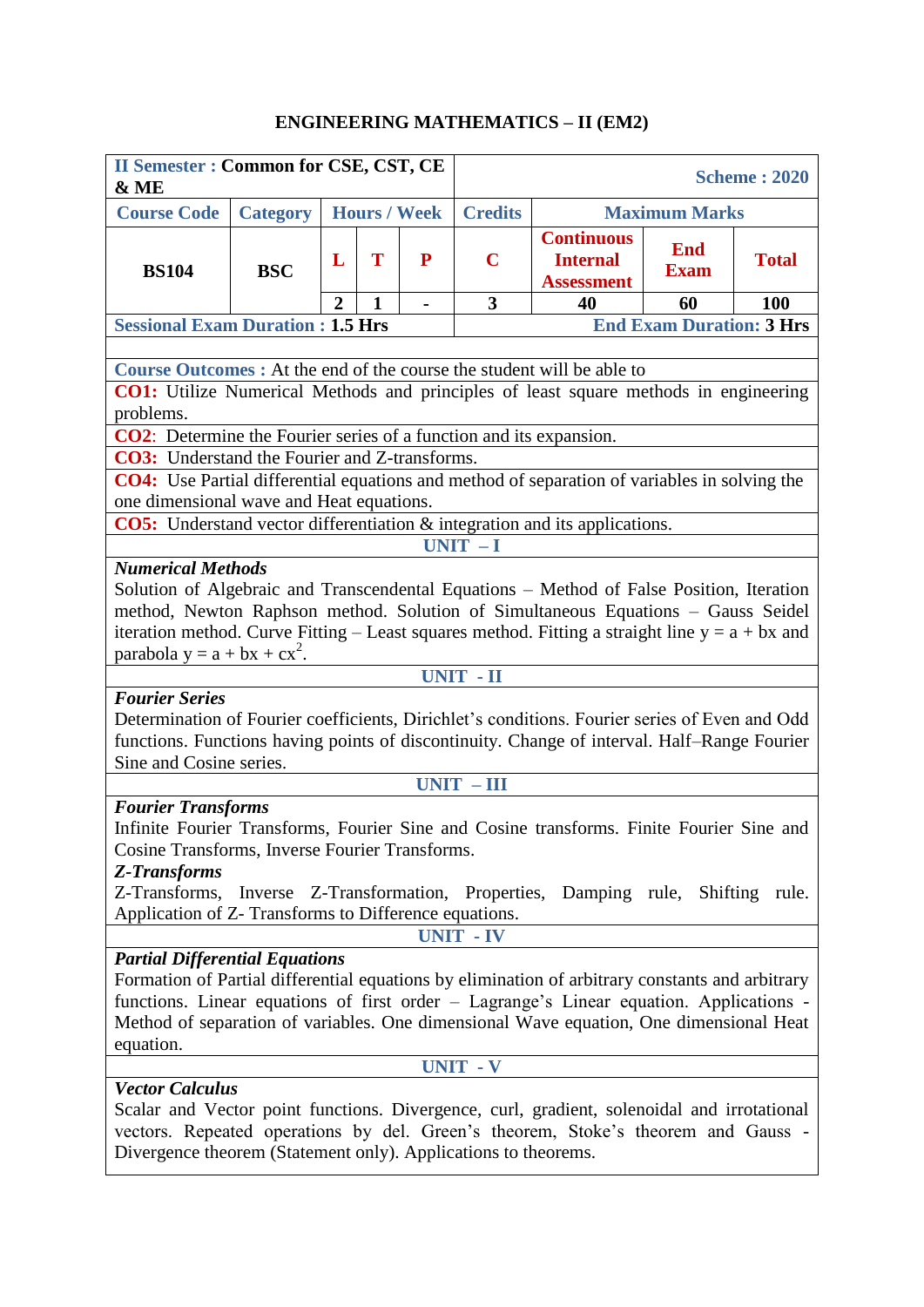# ENGINEERING MATHEMATICS – II (EM2)

| II Semester : Common for CSE, CST, CE & ME | | | | | Scheme : 2020 | | |
|---|---|---|---|---|---|---|---|
| Course Code | Category | Hours / Week | | | Credits | Maximum Marks | | |
| BS104 | BSC | L | T | P | C | Continuous Internal Assessment | End Exam | Total |
| | | 2 | 1 | - | 3 | 40 | 60 | 100 |
| Sessional Exam Duration : 1.5 Hrs | | | | | End Exam Duration: 3 Hrs | | | |

**Course Outcomes :** At the end of the course the student will be able to

**CO1:** Utilize Numerical Methods and principles of least square methods in engineering problems.

**CO2**: Determine the Fourier series of a function and its expansion.

**CO3:** Understand the Fourier and Z-transforms.

**CO4:** Use Partial differential equations and method of separation of variables in solving the one dimensional wave and Heat equations.

**CO5:** Understand vector differentiation & integration and its applications.

## UNIT – I

***Numerical Methods***

Solution of Algebraic and Transcendental Equations – Method of False Position, Iteration method, Newton Raphson method. Solution of Simultaneous Equations – Gauss Seidel iteration method. Curve Fitting – Least squares method. Fitting a straight line $y = a + bx$ and parabola $y = a + bx + cx^2$.

## UNIT - II

***Fourier Series***

Determination of Fourier coefficients, Dirichlet's conditions. Fourier series of Even and Odd functions. Functions having points of discontinuity. Change of interval. Half–Range Fourier Sine and Cosine series.

## UNIT – III

***Fourier Transforms***

Infinite Fourier Transforms, Fourier Sine and Cosine transforms. Finite Fourier Sine and Cosine Transforms, Inverse Fourier Transforms.

***Z-Transforms***

Z-Transforms, Inverse Z-Transformation, Properties, Damping rule, Shifting rule. Application of Z- Transforms to Difference equations.

## UNIT - IV

***Partial Differential Equations***

Formation of Partial differential equations by elimination of arbitrary constants and arbitrary functions. Linear equations of first order – Lagrange's Linear equation. Applications - Method of separation of variables. One dimensional Wave equation, One dimensional Heat equation.

## UNIT - V

***Vector Calculus***

Scalar and Vector point functions. Divergence, curl, gradient, solenoidal and irrotational vectors. Repeated operations by del. Green's theorem, Stoke's theorem and Gauss - Divergence theorem (Statement only). Applications to theorems.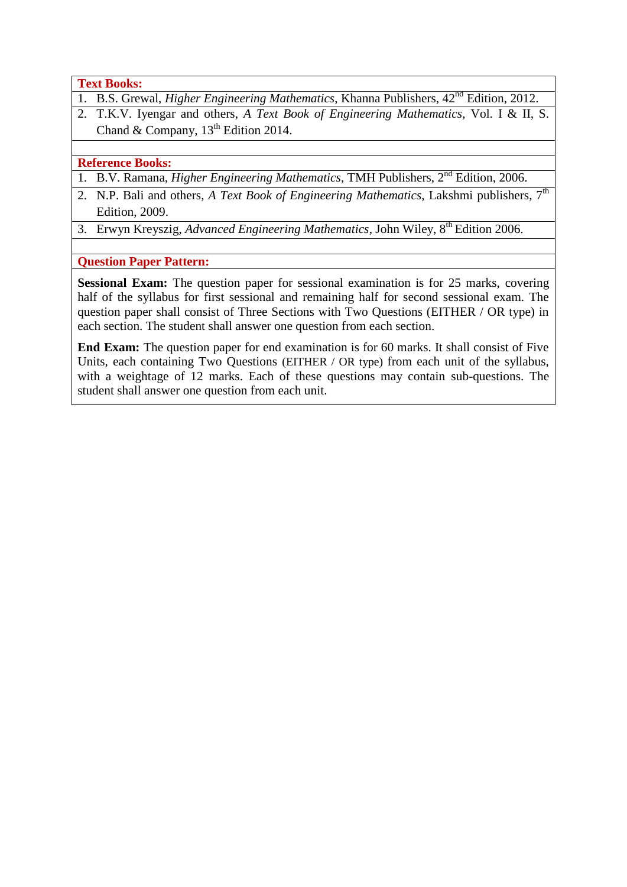**Text Books:**

1. B.S. Grewal, *Higher Engineering Mathematics*, Khanna Publishers, 42nd Edition, 2012.
2. T.K.V. Iyengar and others, *A Text Book of Engineering Mathematics*, Vol. I & II, S. Chand & Company, 13th Edition 2014.

**Reference Books:**

1. B.V. Ramana, *Higher Engineering Mathematics*, TMH Publishers, 2nd Edition, 2006.
2. N.P. Bali and others, *A Text Book of Engineering Mathematics*, Lakshmi publishers, 7th Edition, 2009.
3. Erwyn Kreyszig, *Advanced Engineering Mathematics*, John Wiley, 8th Edition 2006.

**Question Paper Pattern:**

**Sessional Exam:** The question paper for sessional examination is for 25 marks, covering half of the syllabus for first sessional and remaining half for second sessional exam. The question paper shall consist of Three Sections with Two Questions (EITHER / OR type) in each section. The student shall answer one question from each section.

**End Exam:** The question paper for end examination is for 60 marks. It shall consist of Five Units, each containing Two Questions (EITHER / OR type) from each unit of the syllabus, with a weightage of 12 marks. Each of these questions may contain sub-questions. The student shall answer one question from each unit.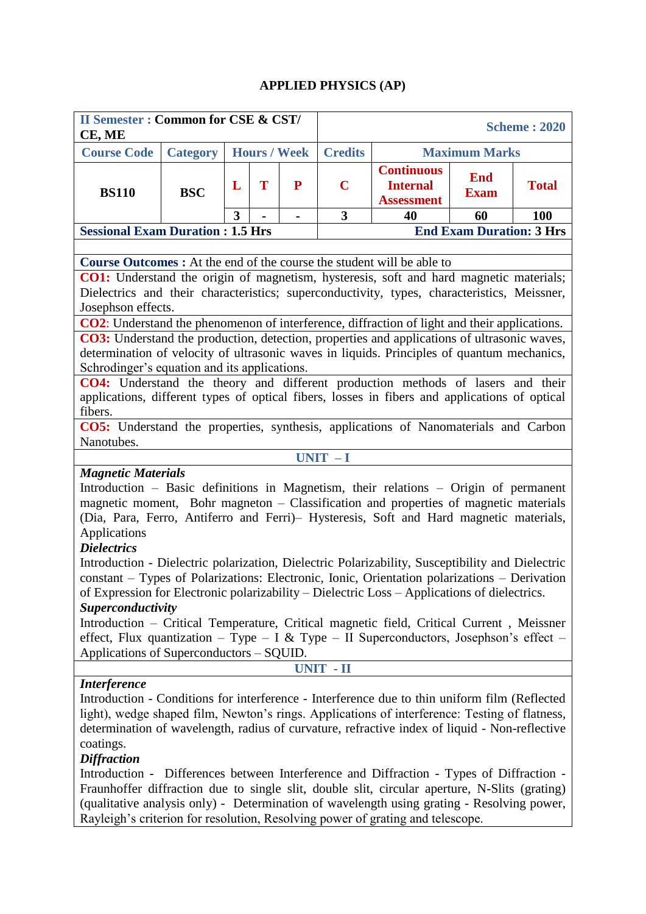# APPLIED PHYSICS (AP)

| II Semester : Common for CSE & CST/ CE, ME | | | | | Scheme : 2020 | | | |
|---|---|---|---|---|---|---|---|---|
| **Course Code** | **Category** | **Hours / Week** | | | **Credits** | **Maximum Marks** | | |
| **BS110** | **BSC** | **L** | **T** | **P** | **C** | **Continuous Internal Assessment** | **End Exam** | **Total** |
| | | 3 | - | - | 3 | 40 | 60 | 100 |
| **Sessional Exam Duration : 1.5 Hrs** | | | | | **End Exam Duration: 3 Hrs** | | | |

**Course Outcomes :** At the end of the course the student will be able to

**CO1:** Understand the origin of magnetism, hysteresis, soft and hard magnetic materials; Dielectrics and their characteristics; superconductivity, types, characteristics, Meissner, Josephson effects.

**CO2**: Understand the phenomenon of interference, diffraction of light and their applications.

**CO3:** Understand the production, detection, properties and applications of ultrasonic waves, determination of velocity of ultrasonic waves in liquids. Principles of quantum mechanics, Schrodinger's equation and its applications.

**CO4:** Understand the theory and different production methods of lasers and their applications, different types of optical fibers, losses in fibers and applications of optical fibers.

**CO5:** Understand the properties, synthesis, applications of Nanomaterials and Carbon Nanotubes.

## UNIT – I

***Magnetic Materials***

Introduction – Basic definitions in Magnetism, their relations – Origin of permanent magnetic moment, Bohr magneton – Classification and properties of magnetic materials (Dia, Para, Ferro, Antiferro and Ferri)– Hysteresis, Soft and Hard magnetic materials, Applications

***Dielectrics***

Introduction - Dielectric polarization, Dielectric Polarizability, Susceptibility and Dielectric constant – Types of Polarizations: Electronic, Ionic, Orientation polarizations – Derivation of Expression for Electronic polarizability – Dielectric Loss – Applications of dielectrics.

***Superconductivity***

Introduction – Critical Temperature, Critical magnetic field, Critical Current , Meissner effect, Flux quantization – Type – I & Type – II Superconductors, Josephson's effect – Applications of Superconductors – SQUID.

## UNIT - II

***Interference***

Introduction - Conditions for interference - Interference due to thin uniform film (Reflected light), wedge shaped film, Newton's rings. Applications of interference: Testing of flatness, determination of wavelength, radius of curvature, refractive index of liquid - Non-reflective coatings.

***Diffraction***

Introduction - Differences between Interference and Diffraction - Types of Diffraction - Fraunhoffer diffraction due to single slit, double slit, circular aperture, N-Slits (grating) (qualitative analysis only) - Determination of wavelength using grating - Resolving power, Rayleigh's criterion for resolution, Resolving power of grating and telescope.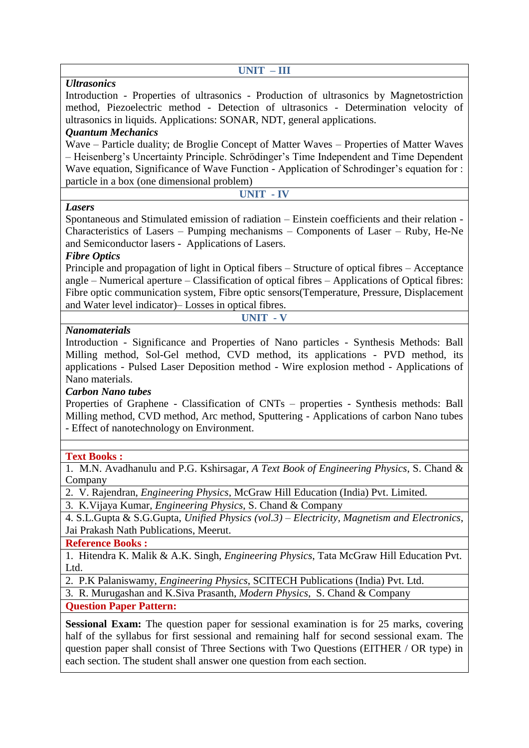## UNIT – III

***Ultrasonics***

Introduction - Properties of ultrasonics - Production of ultrasonics by Magnetostriction method, Piezoelectric method - Detection of ultrasonics - Determination velocity of ultrasonics in liquids. Applications: SONAR, NDT, general applications.

***Quantum Mechanics***

Wave – Particle duality; de Broglie Concept of Matter Waves – Properties of Matter Waves – Heisenberg's Uncertainty Principle. Schrödinger's Time Independent and Time Dependent Wave equation, Significance of Wave Function - Application of Schrodinger's equation for : particle in a box (one dimensional problem)

## UNIT - IV

***Lasers***

Spontaneous and Stimulated emission of radiation – Einstein coefficients and their relation - Characteristics of Lasers – Pumping mechanisms – Components of Laser – Ruby, He-Ne and Semiconductor lasers - Applications of Lasers.

***Fibre Optics***

Principle and propagation of light in Optical fibers – Structure of optical fibres – Acceptance angle – Numerical aperture – Classification of optical fibres – Applications of Optical fibres: Fibre optic communication system, Fibre optic sensors(Temperature, Pressure, Displacement and Water level indicator)– Losses in optical fibres.

## UNIT - V

***Nanomaterials***

Introduction - Significance and Properties of Nano particles - Synthesis Methods: Ball Milling method, Sol-Gel method, CVD method, its applications - PVD method, its applications - Pulsed Laser Deposition method - Wire explosion method - Applications of Nano materials.

***Carbon Nano tubes***

Properties of Graphene - Classification of CNTs – properties - Synthesis methods: Ball Milling method, CVD method, Arc method, Sputtering - Applications of carbon Nano tubes - Effect of nanotechnology on Environment.

**Text Books :**

1. M.N. Avadhanulu and P.G. Kshirsagar, *A Text Book of Engineering Physics*, S. Chand & Company
2. V. Rajendran, *Engineering Physics*, McGraw Hill Education (India) Pvt. Limited.
3. K.Vijaya Kumar, *Engineering Physics*, S. Chand & Company
4. S.L.Gupta & S.G.Gupta, *Unified Physics (vol.3) – Electricity, Magnetism and Electronics*, Jai Prakash Nath Publications, Meerut.

**Reference Books :**

1. Hitendra K. Malik & A.K. Singh, *Engineering Physics*, Tata McGraw Hill Education Pvt. Ltd.
2. P.K Palaniswamy, *Engineering Physics*, SCITECH Publications (India) Pvt. Ltd.
3. R. Murugashan and K.Siva Prasanth, *Modern Physics*, S. Chand & Company

**Question Paper Pattern:**

**Sessional Exam:** The question paper for sessional examination is for 25 marks, covering half of the syllabus for first sessional and remaining half for second sessional exam. The question paper shall consist of Three Sections with Two Questions (EITHER / OR type) in each section. The student shall answer one question from each section.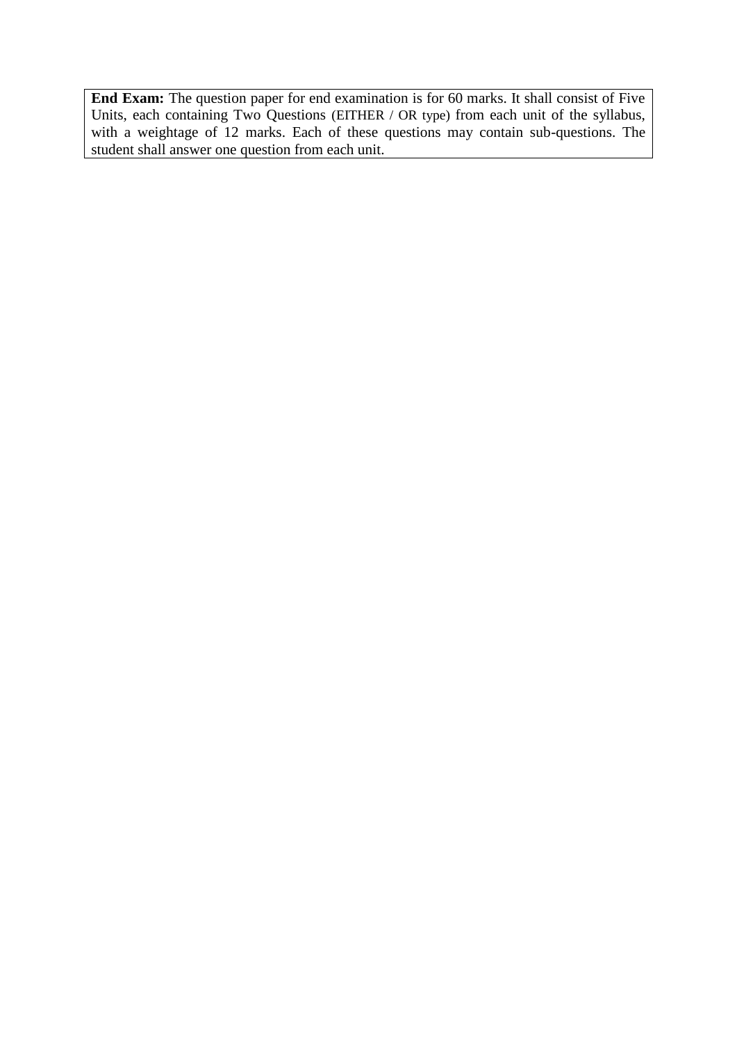**End Exam:** The question paper for end examination is for 60 marks. It shall consist of Five Units, each containing Two Questions (EITHER / OR type) from each unit of the syllabus, with a weightage of 12 marks. Each of these questions may contain sub-questions. The student shall answer one question from each unit.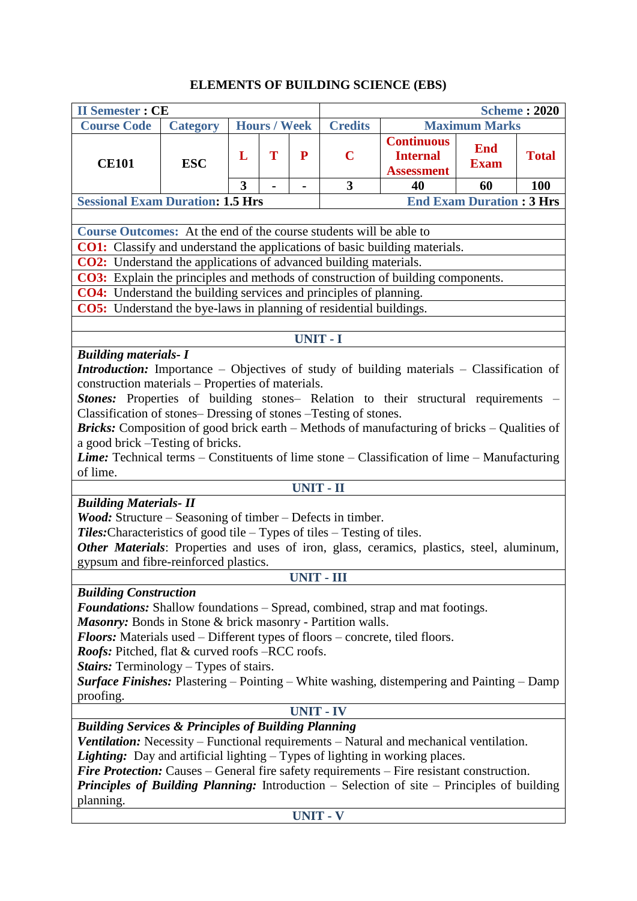# ELEMENTS OF BUILDING SCIENCE (EBS)

| II Semester : CE | | | | | Scheme : 2020 | | | |
|---|---|---|---|---|---|---|---|---|
| Course Code | Category | Hours / Week | | | Credits | Maximum Marks | | |
| CE101 | ESC | L | T | P | C | Continuous Internal Assessment | End Exam | Total |
| | | 3 | - | - | 3 | 40 | 60 | 100 |
| Sessional Exam Duration: 1.5 Hrs | | | | | End Exam Duration : 3 Hrs | | | |

**Course Outcomes:** At the end of the course students will be able to

**CO1:** Classify and understand the applications of basic building materials.

**CO2:** Understand the applications of advanced building materials.

**CO3:** Explain the principles and methods of construction of building components.

**CO4:** Understand the building services and principles of planning.

**CO5:** Understand the bye-laws in planning of residential buildings.

## UNIT - I

***Building materials- I***

***Introduction:*** Importance – Objectives of study of building materials – Classification of construction materials – Properties of materials.

***Stones:*** Properties of building stones– Relation to their structural requirements – Classification of stones– Dressing of stones –Testing of stones.

***Bricks:*** Composition of good brick earth – Methods of manufacturing of bricks – Qualities of a good brick –Testing of bricks.

***Lime:*** Technical terms – Constituents of lime stone – Classification of lime – Manufacturing of lime.

## UNIT - II

***Building Materials- II***

***Wood:*** Structure – Seasoning of timber – Defects in timber.

***Tiles:***Characteristics of good tile – Types of tiles – Testing of tiles.

***Other Materials***: Properties and uses of iron, glass, ceramics, plastics, steel, aluminum, gypsum and fibre-reinforced plastics.

## UNIT - III

***Building Construction***

***Foundations:*** Shallow foundations – Spread, combined, strap and mat footings.

***Masonry:*** Bonds in Stone & brick masonry - Partition walls.

***Floors:*** Materials used – Different types of floors – concrete, tiled floors.

***Roofs:*** Pitched, flat & curved roofs –RCC roofs.

***Stairs:*** Terminology – Types of stairs.

***Surface Finishes:*** Plastering – Pointing – White washing, distempering and Painting – Damp proofing.

## UNIT - IV

***Building Services & Principles of Building Planning***

***Ventilation:*** Necessity – Functional requirements – Natural and mechanical ventilation.

***Lighting:*** Day and artificial lighting – Types of lighting in working places.

***Fire Protection:*** Causes – General fire safety requirements – Fire resistant construction.

***Principles of Building Planning:*** Introduction – Selection of site – Principles of building planning.

## UNIT - V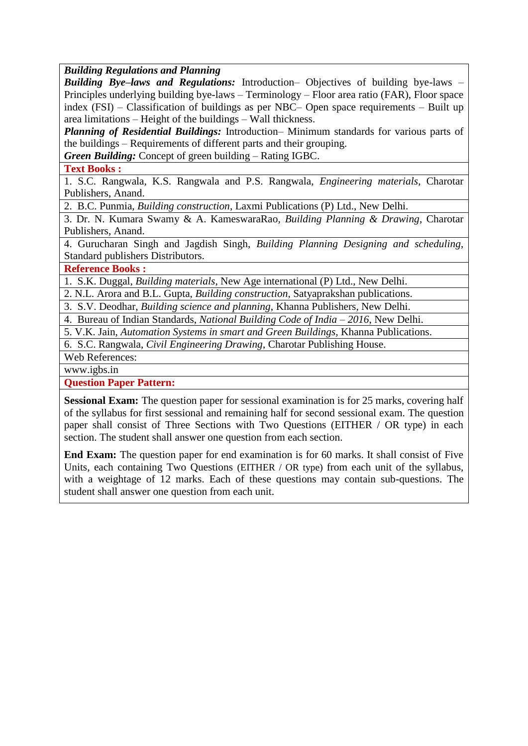***Building Regulations and Planning***

***Building Bye–laws and Regulations:*** Introduction– Objectives of building bye-laws – Principles underlying building bye-laws – Terminology – Floor area ratio (FAR), Floor space index (FSI) – Classification of buildings as per NBC– Open space requirements – Built up area limitations – Height of the buildings – Wall thickness.

***Planning of Residential Buildings:*** Introduction– Minimum standards for various parts of the buildings – Requirements of different parts and their grouping.

***Green Building:*** Concept of green building – Rating IGBC.

**Text Books :**

1. S.C. Rangwala, K.S. Rangwala and P.S. Rangwala, *Engineering materials*, Charotar Publishers, Anand.
2. B.C. Punmia, *Building construction*, Laxmi Publications (P) Ltd., New Delhi.
3. Dr. N. Kumara Swamy & A. KameswaraRao, *Building Planning & Drawing*, Charotar Publishers, Anand.
4. Gurucharan Singh and Jagdish Singh, *Building Planning Designing and scheduling*, Standard publishers Distributors.

**Reference Books :**

1. S.K. Duggal, *Building materials*, New Age international (P) Ltd., New Delhi.
2. N.L. Arora and B.L. Gupta, *Building construction*, Satyaprakshan publications.
3. S.V. Deodhar, *Building science and planning*, Khanna Publishers, New Delhi.
4. Bureau of Indian Standards, *National Building Code of India – 2016*, New Delhi.
5. V.K. Jain, *Automation Systems in smart and Green Buildings*, Khanna Publications.
6. S.C. Rangwala, *Civil Engineering Drawing*, Charotar Publishing House.

Web References:

www.igbs.in

**Question Paper Pattern:**

**Sessional Exam:** The question paper for sessional examination is for 25 marks, covering half of the syllabus for first sessional and remaining half for second sessional exam. The question paper shall consist of Three Sections with Two Questions (EITHER / OR type) in each section. The student shall answer one question from each section.

**End Exam:** The question paper for end examination is for 60 marks. It shall consist of Five Units, each containing Two Questions (EITHER / OR type) from each unit of the syllabus, with a weightage of 12 marks. Each of these questions may contain sub-questions. The student shall answer one question from each unit.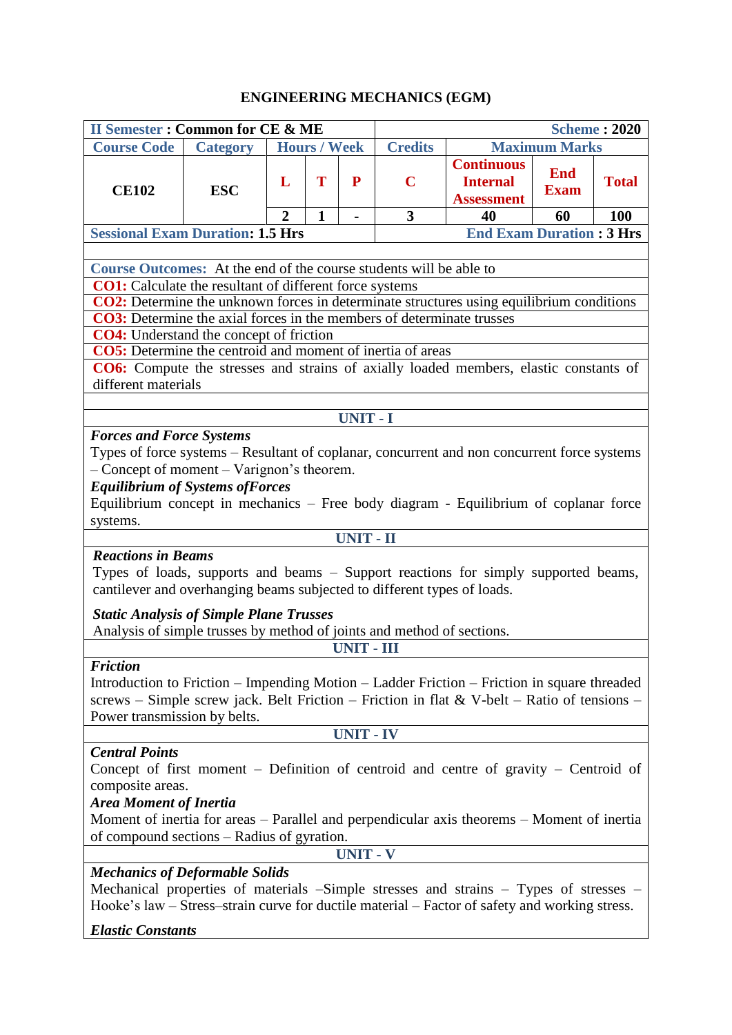# ENGINEERING MECHANICS (EGM)

| **II Semester : Common for CE & ME** | | | | | | **Scheme : 2020** | | |
|---|---|---|---|---|---|---|---|---|
| **Course Code** | **Category** | **Hours / Week** | | | **Credits** | **Maximum Marks** | | |
| | | **L** | **T** | **P** | **C** | **Continuous Internal Assessment** | **End Exam** | **Total** |
| **CE102** | **ESC** | **2** | **1** | **-** | **3** | **40** | **60** | **100** |
| **Sessional Exam Duration: 1.5 Hrs** | | | | | | **End Exam Duration : 3 Hrs** | | |

**Course Outcomes:** At the end of the course students will be able to

**CO1:** Calculate the resultant of different force systems

**CO2:** Determine the unknown forces in determinate structures using equilibrium conditions

**CO3:** Determine the axial forces in the members of determinate trusses

**CO4:** Understand the concept of friction

**CO5:** Determine the centroid and moment of inertia of areas

**CO6:** Compute the stresses and strains of axially loaded members, elastic constants of different materials

## UNIT - I

***Forces and Force Systems***

Types of force systems – Resultant of coplanar, concurrent and non concurrent force systems – Concept of moment – Varignon's theorem.

***Equilibrium of Systems ofForces***

Equilibrium concept in mechanics – Free body diagram - Equilibrium of coplanar force systems.

## UNIT - II

***Reactions in Beams***

Types of loads, supports and beams – Support reactions for simply supported beams, cantilever and overhanging beams subjected to different types of loads.

***Static Analysis of Simple Plane Trusses***

Analysis of simple trusses by method of joints and method of sections.

## UNIT - III

***Friction***

Introduction to Friction – Impending Motion – Ladder Friction – Friction in square threaded screws – Simple screw jack. Belt Friction – Friction in flat & V-belt – Ratio of tensions – Power transmission by belts.

## UNIT - IV

***Central Points***

Concept of first moment – Definition of centroid and centre of gravity – Centroid of composite areas.

***Area Moment of Inertia***

Moment of inertia for areas – Parallel and perpendicular axis theorems – Moment of inertia of compound sections – Radius of gyration.

## UNIT - V

***Mechanics of Deformable Solids***

Mechanical properties of materials –Simple stresses and strains – Types of stresses – Hooke's law – Stress–strain curve for ductile material – Factor of safety and working stress.

***Elastic Constants***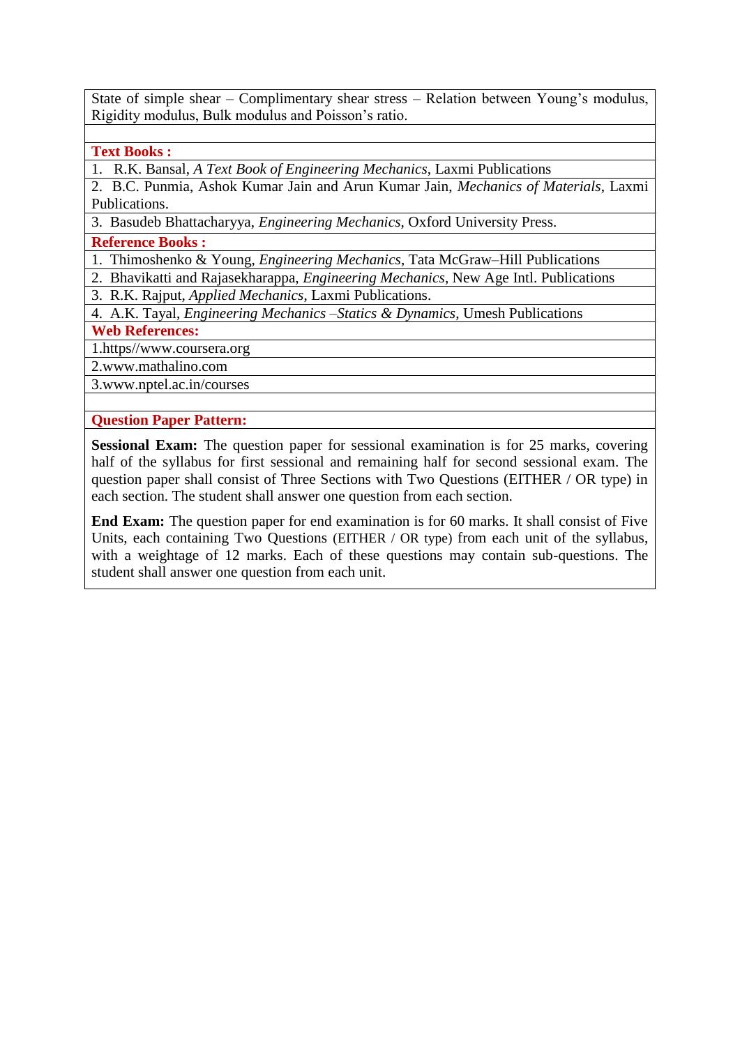State of simple shear – Complimentary shear stress – Relation between Young's modulus, Rigidity modulus, Bulk modulus and Poisson's ratio.

**Text Books :**

1. R.K. Bansal, *A Text Book of Engineering Mechanics*, Laxmi Publications
2. B.C. Punmia, Ashok Kumar Jain and Arun Kumar Jain, *Mechanics of Materials*, Laxmi Publications.
3. Basudeb Bhattacharyya, *Engineering Mechanics*, Oxford University Press.

**Reference Books :**

1. Thimoshenko & Young, *Engineering Mechanics*, Tata McGraw–Hill Publications
2. Bhavikatti and Rajasekharappa, *Engineering Mechanics*, New Age Intl. Publications
3. R.K. Rajput, *Applied Mechanics*, Laxmi Publications.
4. A.K. Tayal, *Engineering Mechanics –Statics & Dynamics*, Umesh Publications

**Web References:**

1.https//www.coursera.org

2.www.mathalino.com

3.www.nptel.ac.in/courses

**Question Paper Pattern:**

**Sessional Exam:** The question paper for sessional examination is for 25 marks, covering half of the syllabus for first sessional and remaining half for second sessional exam. The question paper shall consist of Three Sections with Two Questions (EITHER / OR type) in each section. The student shall answer one question from each section.

**End Exam:** The question paper for end examination is for 60 marks. It shall consist of Five Units, each containing Two Questions (EITHER / OR type) from each unit of the syllabus, with a weightage of 12 marks. Each of these questions may contain sub-questions. The student shall answer one question from each unit.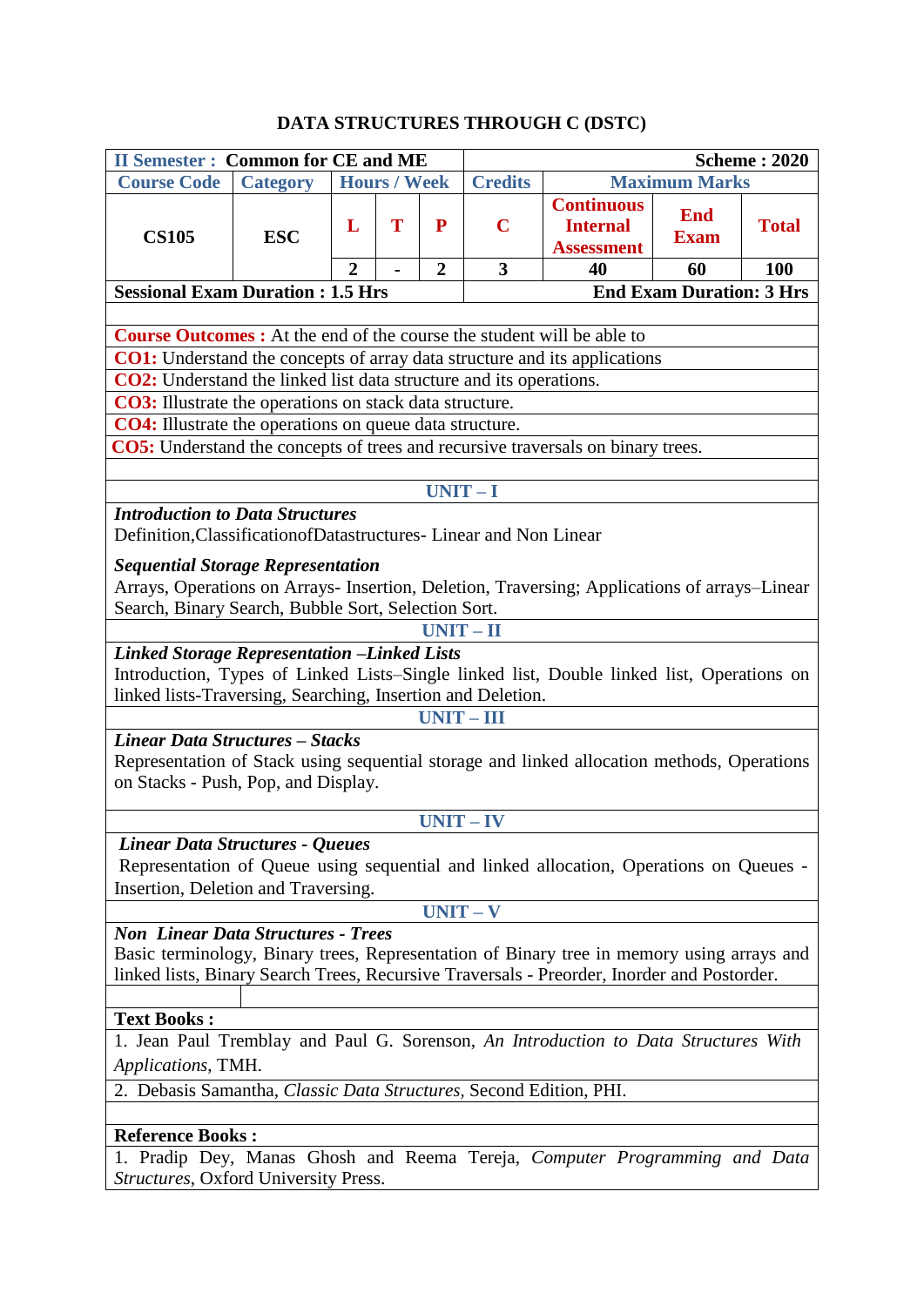# DATA STRUCTURES THROUGH C (DSTC)

| II Semester : Common for CE and ME | | | | | Scheme : 2020 | | | |
|---|---|---|---|---|---|---|---|---|
| Course Code | Category | Hours / Week | | | Credits | Maximum Marks | | |
| CS105 | ESC | L | T | P | C | Continuous Internal Assessment | End Exam | Total |
| | | 2 | - | 2 | 3 | 40 | 60 | 100 |
| Sessional Exam Duration : 1.5 Hrs | | | | | End Exam Duration: 3 Hrs | | | |

**Course Outcomes :** At the end of the course the student will be able to

**CO1:** Understand the concepts of array data structure and its applications

**CO2:** Understand the linked list data structure and its operations.

**CO3:** Illustrate the operations on stack data structure.

**CO4:** Illustrate the operations on queue data structure.

**CO5:** Understand the concepts of trees and recursive traversals on binary trees.

## UNIT – I

***Introduction to Data Structures***

Definition,ClassificationofDatastructures- Linear and Non Linear

***Sequential Storage Representation***

Arrays, Operations on Arrays- Insertion, Deletion, Traversing; Applications of arrays–Linear Search, Binary Search, Bubble Sort, Selection Sort.

## UNIT – II

***Linked Storage Representation –Linked Lists***

Introduction, Types of Linked Lists–Single linked list, Double linked list, Operations on linked lists-Traversing, Searching, Insertion and Deletion.

## UNIT – III

***Linear Data Structures – Stacks***

Representation of Stack using sequential storage and linked allocation methods, Operations on Stacks - Push, Pop, and Display.

## UNIT – IV

***Linear Data Structures - Queues***

Representation of Queue using sequential and linked allocation, Operations on Queues - Insertion, Deletion and Traversing.

## UNIT – V

***Non Linear Data Structures - Trees***

Basic terminology, Binary trees, Representation of Binary tree in memory using arrays and linked lists, Binary Search Trees, Recursive Traversals - Preorder, Inorder and Postorder.

**Text Books :**

1. Jean Paul Tremblay and Paul G. Sorenson, *An Introduction to Data Structures With Applications*, TMH.
2. Debasis Samantha, *Classic Data Structures*, Second Edition, PHI.

**Reference Books :**

1. Pradip Dey, Manas Ghosh and Reema Tereja, *Computer Programming and Data Structures*, Oxford University Press.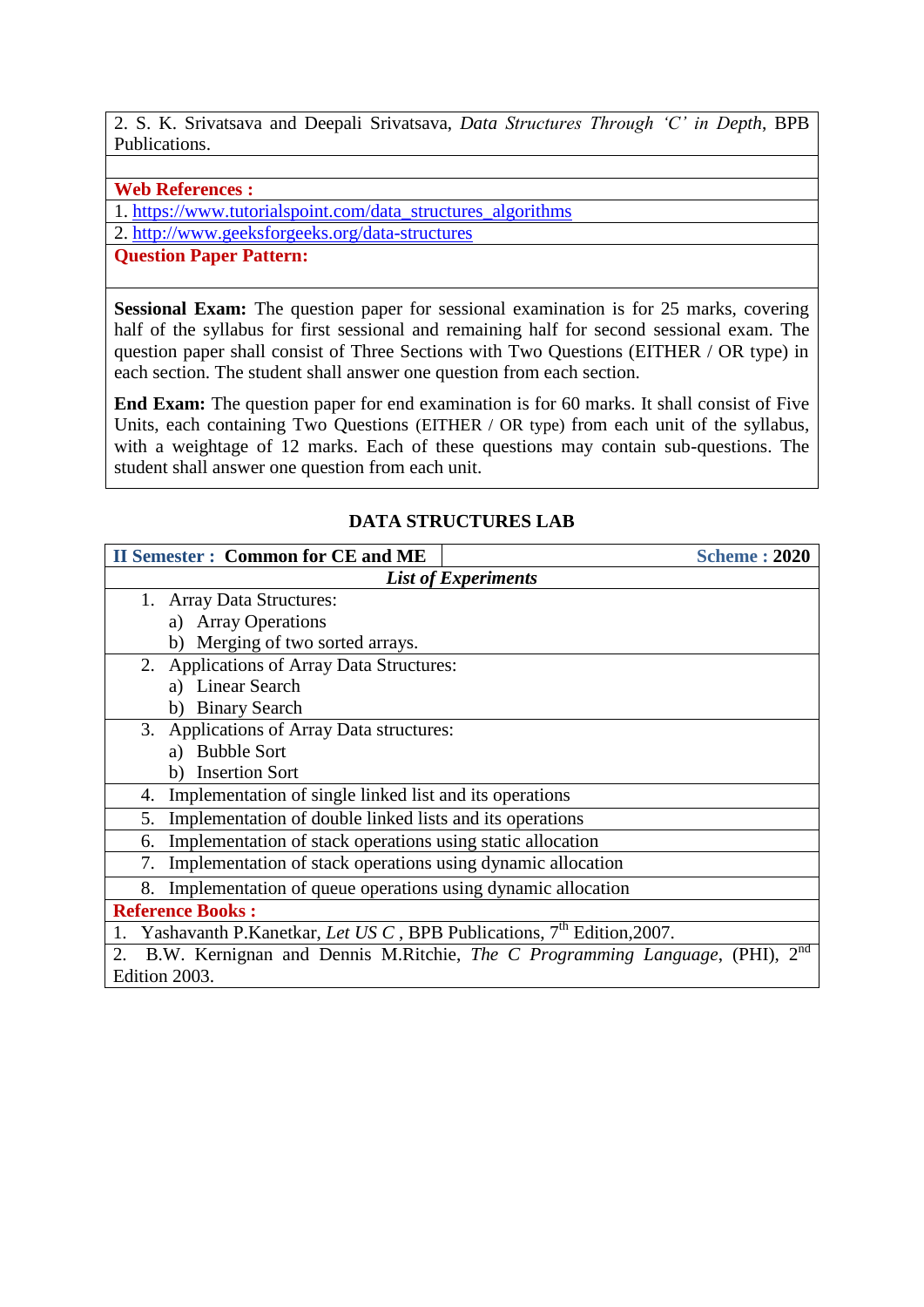2. S. K. Srivatsava and Deepali Srivatsava, *Data Structures Through 'C' in Depth*, BPB Publications.

**Web References :**

1. https://www.tutorialspoint.com/data_structures_algorithms
2. http://www.geeksforgeeks.org/data-structures

**Question Paper Pattern:**

**Sessional Exam:** The question paper for sessional examination is for 25 marks, covering half of the syllabus for first sessional and remaining half for second sessional exam. The question paper shall consist of Three Sections with Two Questions (EITHER / OR type) in each section. The student shall answer one question from each section.

**End Exam:** The question paper for end examination is for 60 marks. It shall consist of Five Units, each containing Two Questions (EITHER / OR type) from each unit of the syllabus, with a weightage of 12 marks. Each of these questions may contain sub-questions. The student shall answer one question from each unit.

## DATA STRUCTURES LAB

| **II Semester : Common for CE and ME** | **Scheme : 2020** |
|---|---|

***List of Experiments***

1. Array Data Structures:
   a) Array Operations
   b) Merging of two sorted arrays.
2. Applications of Array Data Structures:
   a) Linear Search
   b) Binary Search
3. Applications of Array Data structures:
   a) Bubble Sort
   b) Insertion Sort
4. Implementation of single linked list and its operations
5. Implementation of double linked lists and its operations
6. Implementation of stack operations using static allocation
7. Implementation of stack operations using dynamic allocation
8. Implementation of queue operations using dynamic allocation

**Reference Books :**

1. Yashavanth P.Kanetkar, *Let US C* , BPB Publications, 7th Edition,2007.
2. B.W. Kernignan and Dennis M.Ritchie, *The C Programming Language*, (PHI), 2nd Edition 2003.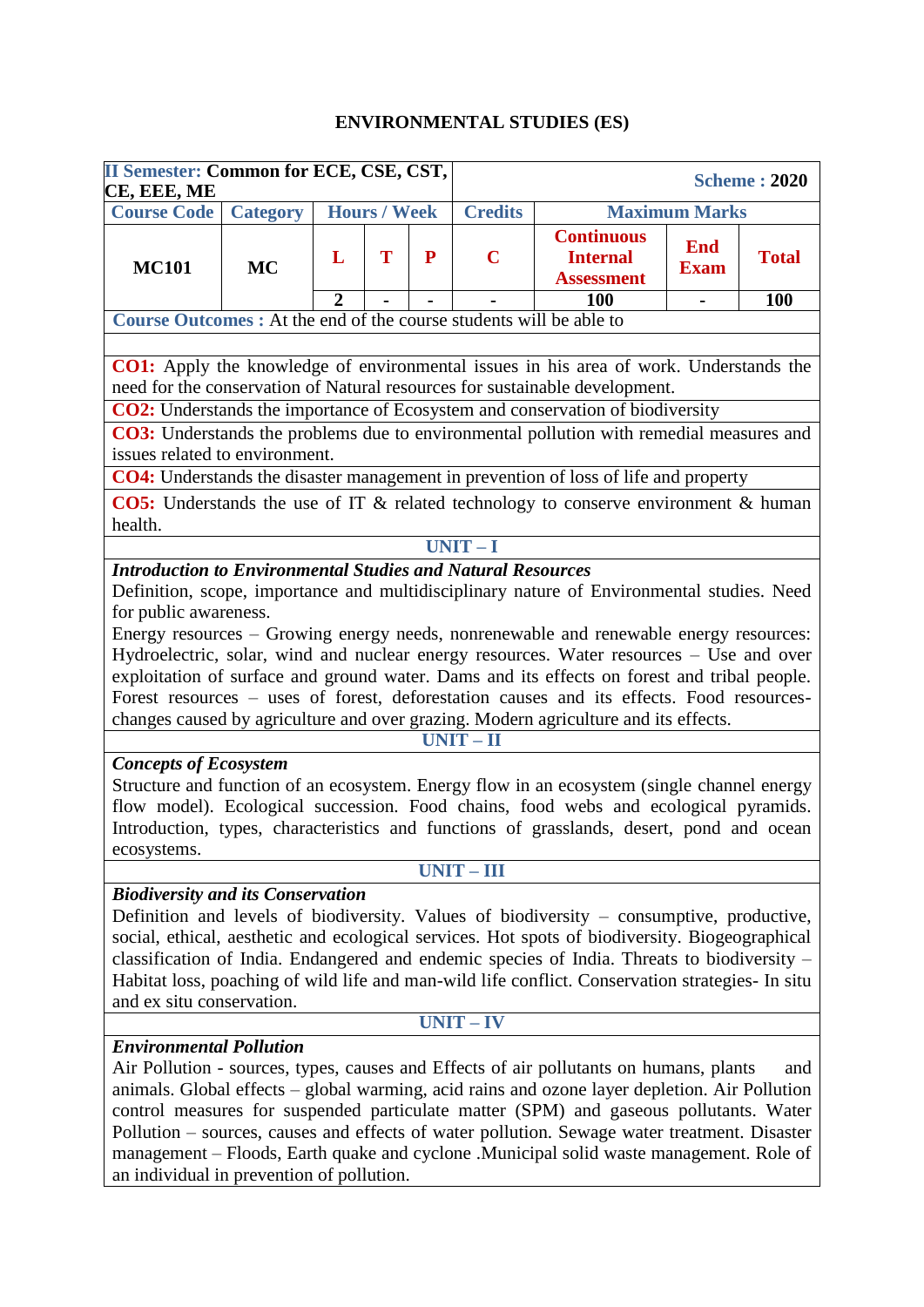# ENVIRONMENTAL STUDIES (ES)

| II Semester: Common for ECE, CSE, CST, CE, EEE, ME | | | | | Scheme : 2020 | | |
|---|---|---|---|---|---|---|---|
| **Course Code** | **Category** | **Hours / Week** | | | **Credits** | **Maximum Marks** | | |
| **MC101** | **MC** | **L** | **T** | **P** | **C** | **Continuous Internal Assessment** | **End Exam** | **Total** |
| | | 2 | - | - | - | 100 | - | 100 |

**Course Outcomes :** At the end of the course students will be able to

**CO1:** Apply the knowledge of environmental issues in his area of work. Understands the need for the conservation of Natural resources for sustainable development.

**CO2:** Understands the importance of Ecosystem and conservation of biodiversity

**CO3:** Understands the problems due to environmental pollution with remedial measures and issues related to environment.

**CO4:** Understands the disaster management in prevention of loss of life and property

**CO5:** Understands the use of IT & related technology to conserve environment & human health.

## UNIT – I

***Introduction to Environmental Studies and Natural Resources***

Definition, scope, importance and multidisciplinary nature of Environmental studies. Need for public awareness.

Energy resources – Growing energy needs, nonrenewable and renewable energy resources: Hydroelectric, solar, wind and nuclear energy resources. Water resources – Use and over exploitation of surface and ground water. Dams and its effects on forest and tribal people. Forest resources – uses of forest, deforestation causes and its effects. Food resources- changes caused by agriculture and over grazing. Modern agriculture and its effects.

## UNIT – II

***Concepts of Ecosystem***

Structure and function of an ecosystem. Energy flow in an ecosystem (single channel energy flow model). Ecological succession. Food chains, food webs and ecological pyramids. Introduction, types, characteristics and functions of grasslands, desert, pond and ocean ecosystems.

## UNIT – III

***Biodiversity and its Conservation***

Definition and levels of biodiversity. Values of biodiversity – consumptive, productive, social, ethical, aesthetic and ecological services. Hot spots of biodiversity. Biogeographical classification of India. Endangered and endemic species of India. Threats to biodiversity – Habitat loss, poaching of wild life and man-wild life conflict. Conservation strategies- In situ and ex situ conservation.

## UNIT – IV

***Environmental Pollution***

Air Pollution - sources, types, causes and Effects of air pollutants on humans, plants and animals. Global effects – global warming, acid rains and ozone layer depletion. Air Pollution control measures for suspended particulate matter (SPM) and gaseous pollutants. Water Pollution – sources, causes and effects of water pollution. Sewage water treatment. Disaster management – Floods, Earth quake and cyclone .Municipal solid waste management. Role of an individual in prevention of pollution.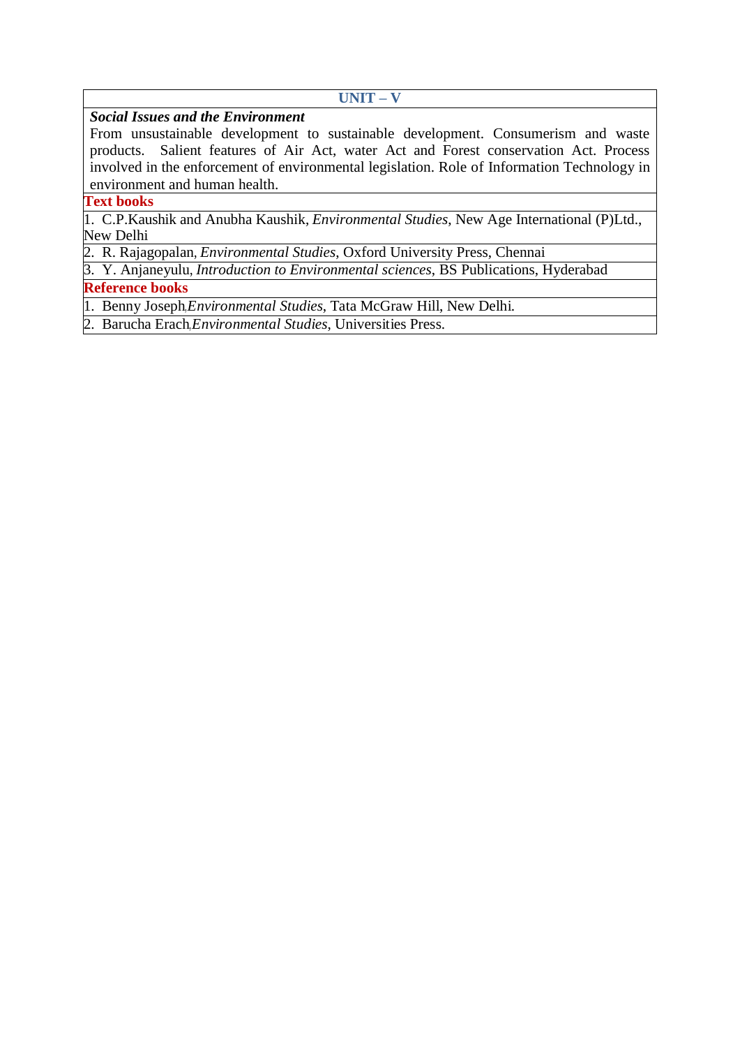| UNIT – V |
| --- |
| ***Social Issues and the Environment*** From unsustainable development to sustainable development. Consumerism and waste products. Salient features of Air Act, water Act and Forest conservation Act. Process involved in the enforcement of environmental legislation. Role of Information Technology in environment and human health. |
| **Text books** |
| 1. C.P.Kaushik and Anubha Kaushik, *Environmental Studies*, New Age International (P)Ltd., New Delhi |
| 2. R. Rajagopalan, *Environmental Studies*, Oxford University Press, Chennai |
| 3. Y. Anjaneyulu, *Introduction to Environmental sciences*, BS Publications, Hyderabad |
| **Reference books** |
| 1. Benny Joseph, *Environmental Studies*, Tata McGraw Hill, New Delhi. |
| 2. Barucha Erach, *Environmental Studies*, Universities Press. |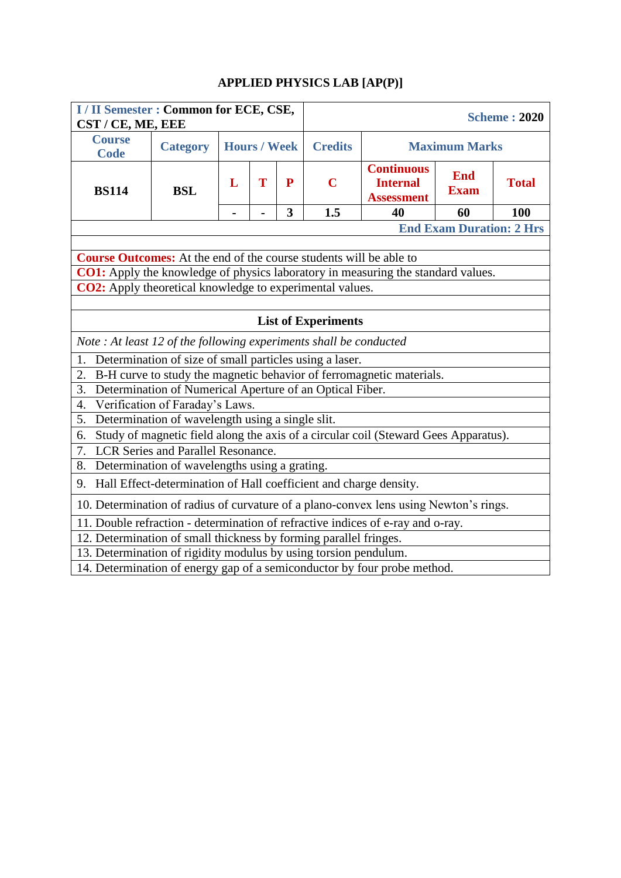# APPLIED PHYSICS LAB [AP(P)]

| I / II Semester : Common for ECE, CSE, CST / CE, ME, EEE | | | | | Scheme : 2020 | | |
|---|---|---|---|---|---|---|---|
| Course Code | Category | Hours / Week | | | Credits | Maximum Marks | | |
| BS114 | BSL | L | T | P | C | Continuous Internal Assessment | End Exam | Total |
| | | - | - | 3 | 1.5 | 40 | 60 | 100 |
| | | | | | | | End Exam Duration: 2 Hrs | |

**Course Outcomes:** At the end of the course students will be able to

**CO1:** Apply the knowledge of physics laboratory in measuring the standard values.

**CO2:** Apply theoretical knowledge to experimental values.

## List of Experiments

*Note : At least 12 of the following experiments shall be conducted*

1. Determination of size of small particles using a laser.
2. B-H curve to study the magnetic behavior of ferromagnetic materials.
3. Determination of Numerical Aperture of an Optical Fiber.
4. Verification of Faraday's Laws.
5. Determination of wavelength using a single slit.
6. Study of magnetic field along the axis of a circular coil (Steward Gees Apparatus).
7. LCR Series and Parallel Resonance.
8. Determination of wavelengths using a grating.
9. Hall Effect-determination of Hall coefficient and charge density.
10. Determination of radius of curvature of a plano-convex lens using Newton's rings.
11. Double refraction - determination of refractive indices of e-ray and o-ray.
12. Determination of small thickness by forming parallel fringes.
13. Determination of rigidity modulus by using torsion pendulum.
14. Determination of energy gap of a semiconductor by four probe method.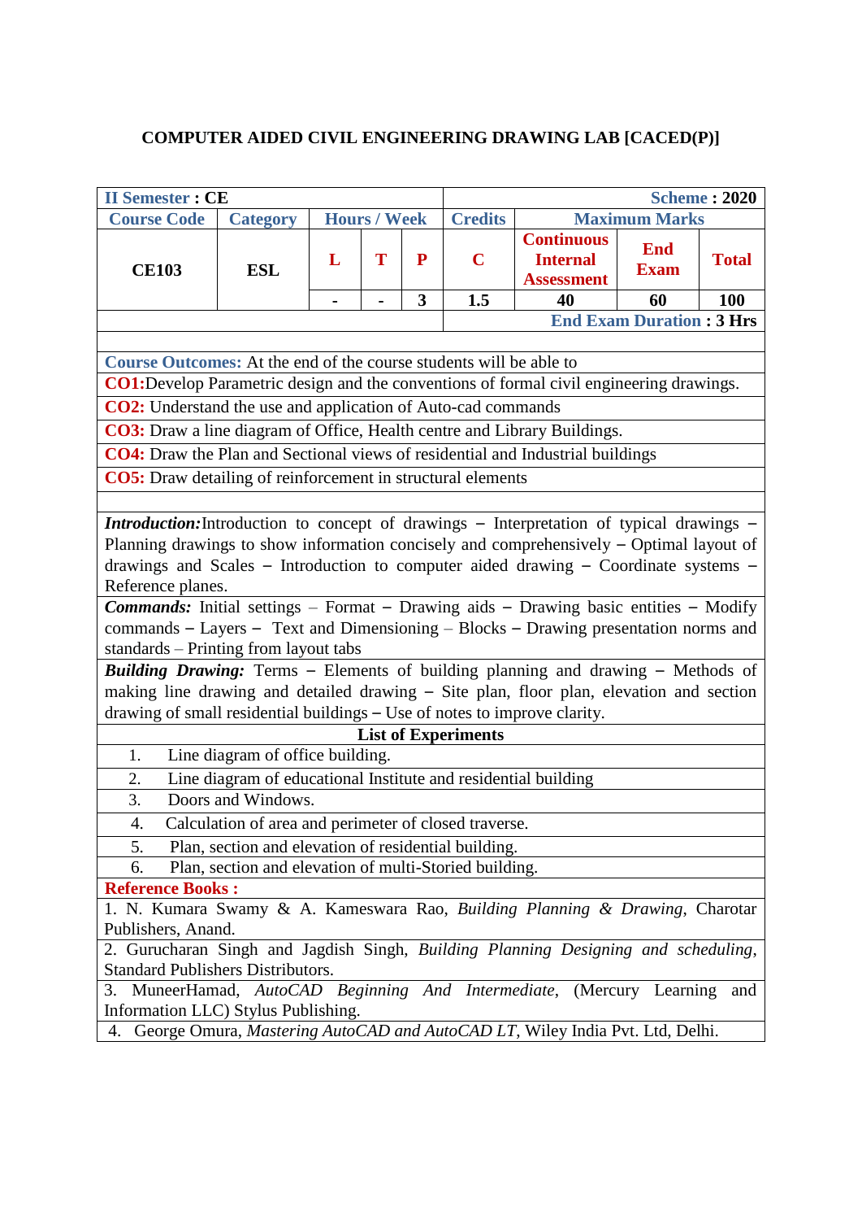# COMPUTER AIDED CIVIL ENGINEERING DRAWING LAB [CACED(P)]

| **II Semester : CE** | | | | | | | | **Scheme : 2020** |
|---|---|---|---|---|---|---|---|---|
| **Course Code** | **Category** | **Hours / Week** | | | **Credits** | **Maximum Marks** | | |
| **CE103** | **ESL** | **L** | **T** | **P** | **C** | **Continuous Internal Assessment** | **End Exam** | **Total** |
| | | **-** | **-** | **3** | **1.5** | **40** | **60** | **100** |
| | | | | | | **End Exam Duration : 3 Hrs** | | |

**Course Outcomes:** At the end of the course students will be able to

**CO1:** Develop Parametric design and the conventions of formal civil engineering drawings.

**CO2:** Understand the use and application of Auto-cad commands

**CO3:** Draw a line diagram of Office, Health centre and Library Buildings.

**CO4:** Draw the Plan and Sectional views of residential and Industrial buildings

**CO5:** Draw detailing of reinforcement in structural elements

***Introduction:*** Introduction to concept of drawings – Interpretation of typical drawings – Planning drawings to show information concisely and comprehensively – Optimal layout of drawings and Scales – Introduction to computer aided drawing – Coordinate systems – Reference planes.

***Commands:*** Initial settings – Format – Drawing aids – Drawing basic entities – Modify commands – Layers – Text and Dimensioning – Blocks – Drawing presentation norms and standards – Printing from layout tabs

***Building Drawing:*** Terms – Elements of building planning and drawing – Methods of making line drawing and detailed drawing – Site plan, floor plan, elevation and section drawing of small residential buildings – Use of notes to improve clarity.

**List of Experiments**

1. Line diagram of office building.
2. Line diagram of educational Institute and residential building
3. Doors and Windows.
4. Calculation of area and perimeter of closed traverse.
5. Plan, section and elevation of residential building.
6. Plan, section and elevation of multi-Storied building.

**Reference Books :**

1. N. Kumara Swamy & A. Kameswara Rao, *Building Planning & Drawing*, Charotar Publishers, Anand.
2. Gurucharan Singh and Jagdish Singh, *Building Planning Designing and scheduling*, Standard Publishers Distributors.
3. MuneerHamad, *AutoCAD Beginning And Intermediate*, (Mercury Learning and Information LLC) Stylus Publishing.
4. George Omura, *Mastering AutoCAD and AutoCAD LT*, Wiley India Pvt. Ltd, Delhi.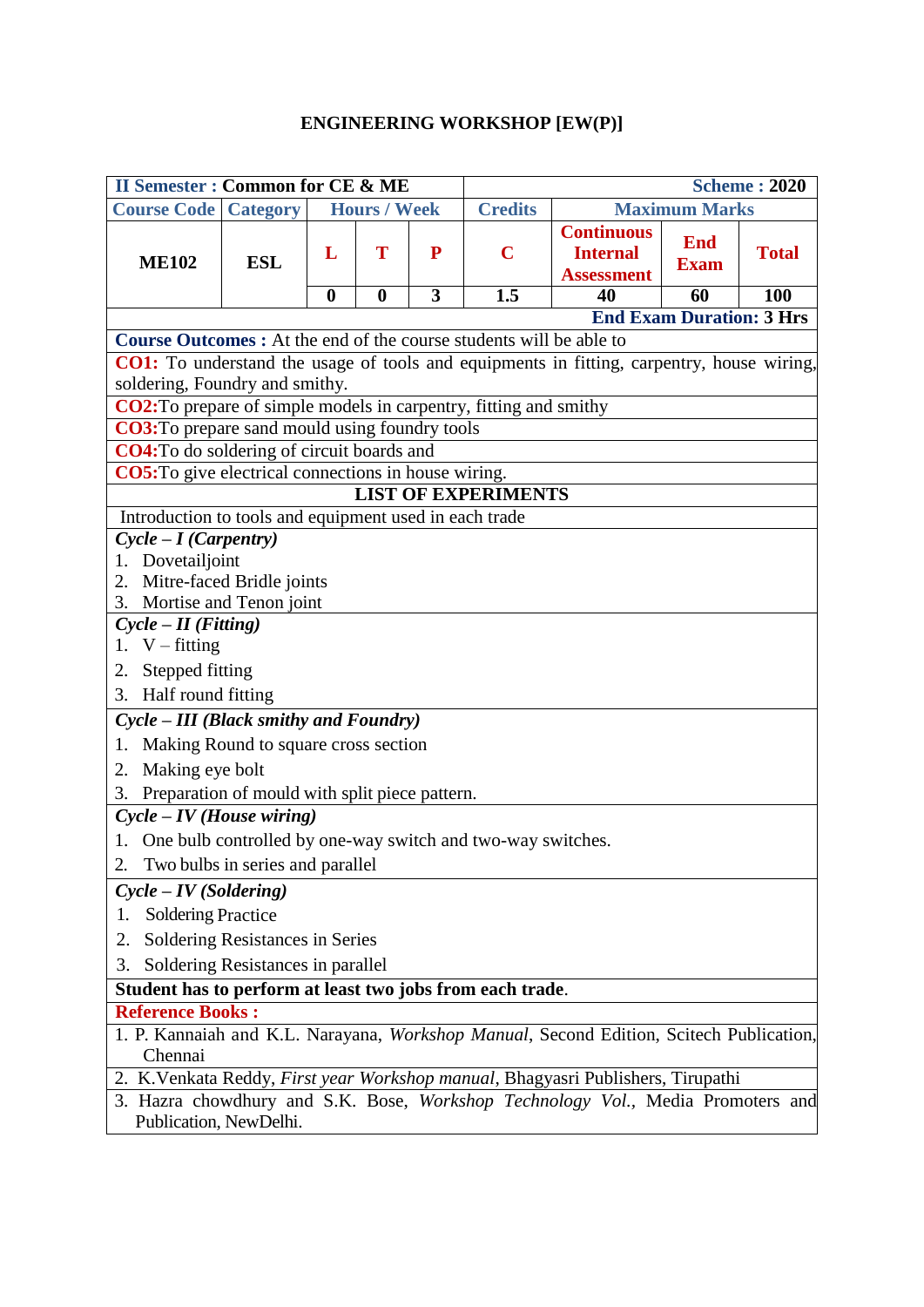# ENGINEERING WORKSHOP [EW(P)]

| II Semester : Common for CE & ME | | | | | | | Scheme : 2020 | |
|---|---|---|---|---|---|---|---|---|
| Course Code | Category | Hours / Week | | | Credits | Maximum Marks | | |
| ME102 | ESL | L | T | P | C | Continuous Internal Assessment | End Exam | Total |
| | | 0 | 0 | 3 | 1.5 | 40 | 60 | 100 |
| | | | | | | | End Exam Duration: 3 Hrs | |

**Course Outcomes :** At the end of the course students will be able to

**CO1:** To understand the usage of tools and equipments in fitting, carpentry, house wiring, soldering, Foundry and smithy.

**CO2:**To prepare of simple models in carpentry, fitting and smithy

**CO3:**To prepare sand mould using foundry tools

**CO4:**To do soldering of circuit boards and

**CO5:**To give electrical connections in house wiring.

## LIST OF EXPERIMENTS

Introduction to tools and equipment used in each trade

***Cycle – I (Carpentry)***

1. Dovetailjoint
2. Mitre-faced Bridle joints
3. Mortise and Tenon joint

***Cycle – II (Fitting)***

1. V – fitting
2. Stepped fitting
3. Half round fitting

***Cycle – III (Black smithy and Foundry)***

1. Making Round to square cross section
2. Making eye bolt
3. Preparation of mould with split piece pattern.

***Cycle – IV (House wiring)***

1. One bulb controlled by one-way switch and two-way switches.
2. Two bulbs in series and parallel

***Cycle – IV (Soldering)***

1. Soldering Practice
2. Soldering Resistances in Series
3. Soldering Resistances in parallel

**Student has to perform at least two jobs from each trade.**

**Reference Books :**

1. P. Kannaiah and K.L. Narayana, *Workshop Manual*, Second Edition, Scitech Publication, Chennai
2. K.Venkata Reddy, *First year Workshop manual*, Bhagyasri Publishers, Tirupathi
3. Hazra chowdhury and S.K. Bose, *Workshop Technology Vol.*, Media Promoters and Publication, NewDelhi.